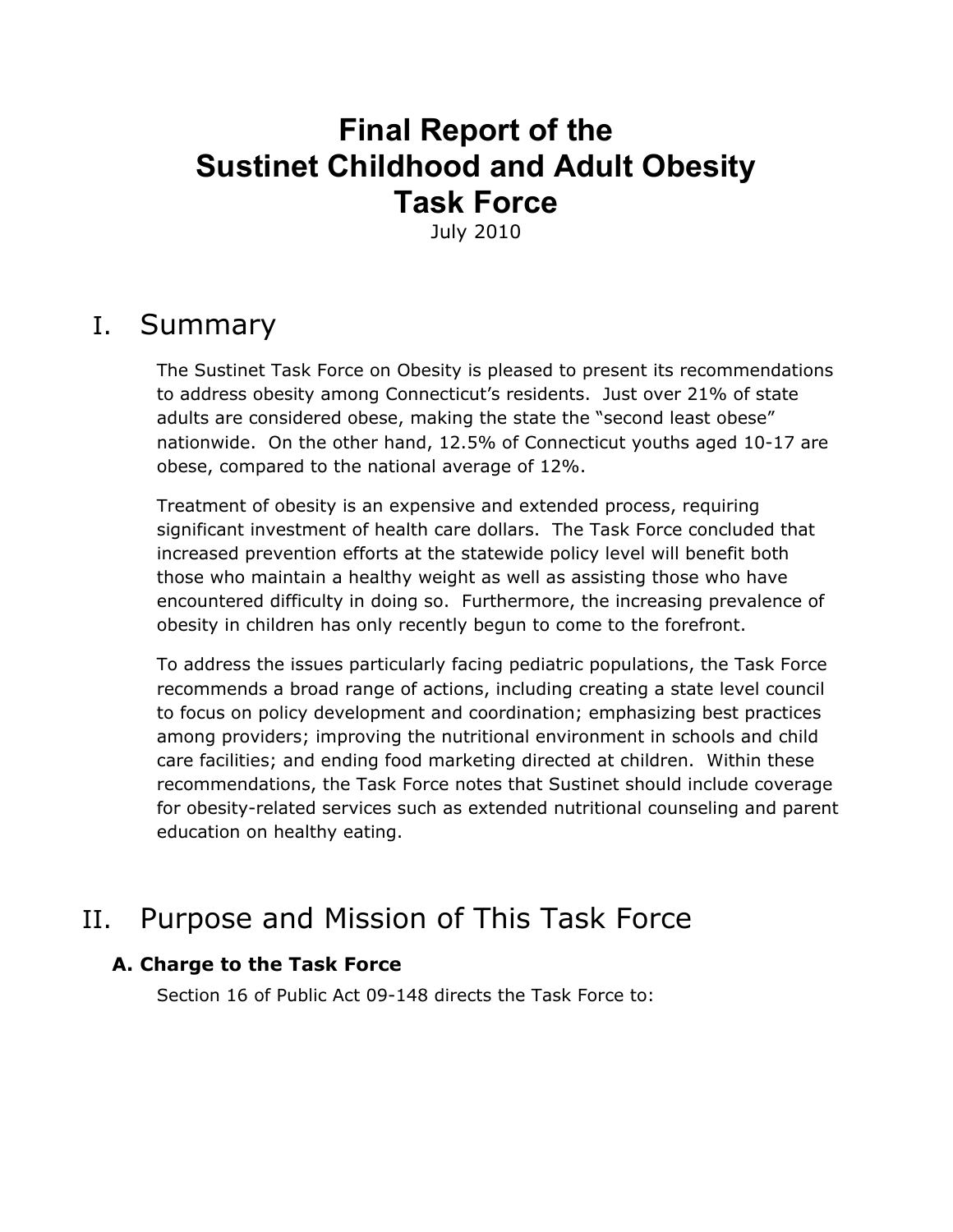# Final Report of the Sustinet Childhood and Adult Obesity Task Force

July 2010

## I. Summary

The Sustinet Task Force on Obesity is pleased to present its recommendations to address obesity among Connecticut's residents. Just over 21% of state adults are considered obese, making the state the "second least obese" nationwide. On the other hand, 12.5% of Connecticut youths aged 10-17 are obese, compared to the national average of 12%.

Treatment of obesity is an expensive and extended process, requiring significant investment of health care dollars. The Task Force concluded that increased prevention efforts at the statewide policy level will benefit both those who maintain a healthy weight as well as assisting those who have encountered difficulty in doing so. Furthermore, the increasing prevalence of obesity in children has only recently begun to come to the forefront.

To address the issues particularly facing pediatric populations, the Task Force recommends a broad range of actions, including creating a state level council to focus on policy development and coordination; emphasizing best practices among providers; improving the nutritional environment in schools and child care facilities; and ending food marketing directed at children. Within these recommendations, the Task Force notes that Sustinet should include coverage for obesity-related services such as extended nutritional counseling and parent education on healthy eating.

## II. Purpose and Mission of This Task Force

### A. Charge to the Task Force

Section 16 of Public Act 09-148 directs the Task Force to: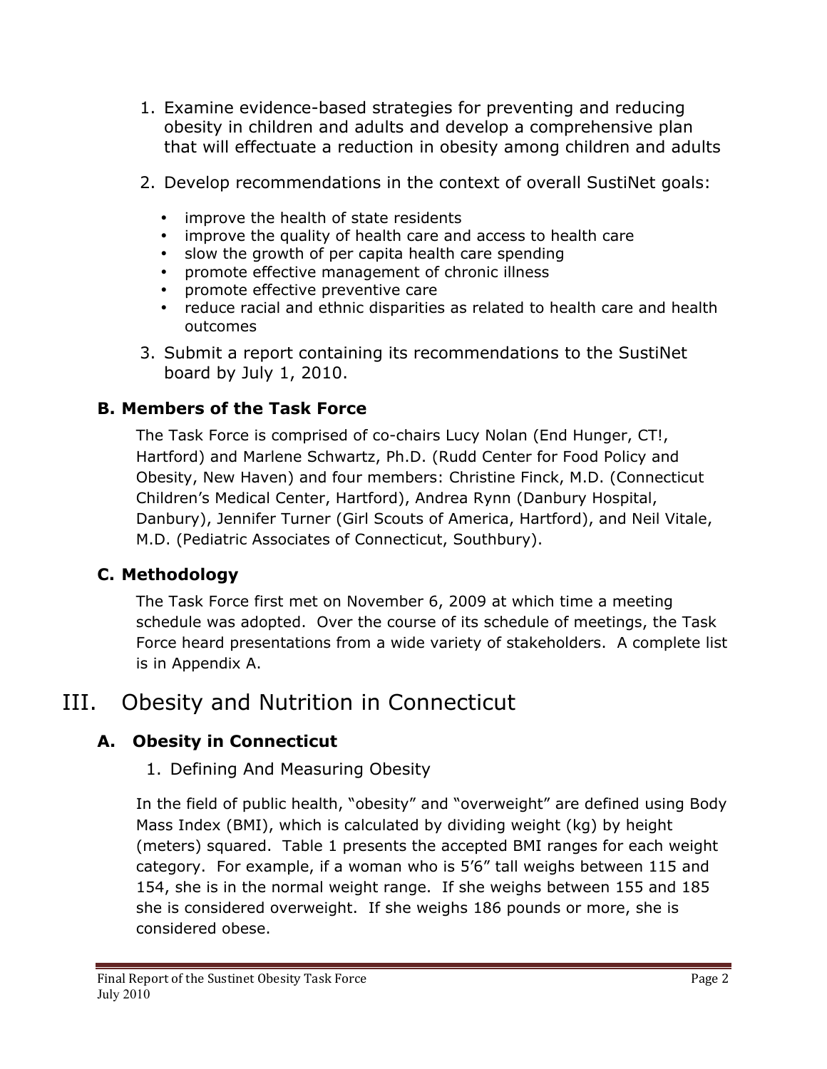1. Examine evidence-based strategies for preventing and reducing obesity in children and adults and develop a comprehensive plan that will effectuate a reduction in obesity among children and adults

2. Develop recommendations in the context of overall SustiNet goals:

   - improve the health of state residents
   - improve the quality of health care and access to health care
   - slow the growth of per capita health care spending
   - promote effective management of chronic illness
   - promote effective preventive care
   - reduce racial and ethnic disparities as related to health care and health outcomes

3. Submit a report containing its recommendations to the SustiNet board by July 1, 2010.

### B. Members of the Task Force

The Task Force is comprised of co-chairs Lucy Nolan (End Hunger, CT!, Hartford) and Marlene Schwartz, Ph.D. (Rudd Center for Food Policy and Obesity, New Haven) and four members: Christine Finck, M.D. (Connecticut Children's Medical Center, Hartford), Andrea Rynn (Danbury Hospital, Danbury), Jennifer Turner (Girl Scouts of America, Hartford), and Neil Vitale, M.D. (Pediatric Associates of Connecticut, Southbury).

### C. Methodology

The Task Force first met on November 6, 2009 at which time a meeting schedule was adopted. Over the course of its schedule of meetings, the Task Force heard presentations from a wide variety of stakeholders. A complete list is in Appendix A.

## III. Obesity and Nutrition in Connecticut

### A. Obesity in Connecticut

#### 1. Defining And Measuring Obesity

In the field of public health, "obesity" and "overweight" are defined using Body Mass Index (BMI), which is calculated by dividing weight (kg) by height (meters) squared. Table 1 presents the accepted BMI ranges for each weight category. For example, if a woman who is 5'6" tall weighs between 115 and 154, she is in the normal weight range. If she weighs between 155 and 185 she is considered overweight. If she weighs 186 pounds or more, she is considered obese.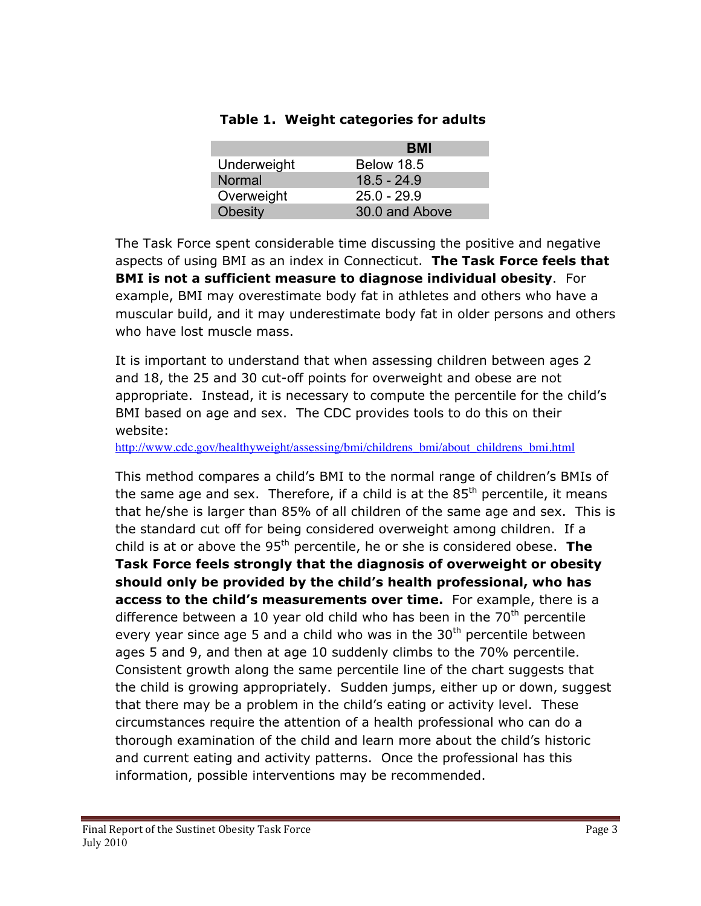**Table 1. Weight categories for adults**

| | BMI |
|---|---|
| Underweight | Below 18.5 |
| Normal | 18.5 - 24.9 |
| Overweight | 25.0 - 29.9 |
| Obesity | 30.0 and Above |

The Task Force spent considerable time discussing the positive and negative aspects of using BMI as an index in Connecticut. **The Task Force feels that BMI is not a sufficient measure to diagnose individual obesity**. For example, BMI may overestimate body fat in athletes and others who have a muscular build, and it may underestimate body fat in older persons and others who have lost muscle mass.

It is important to understand that when assessing children between ages 2 and 18, the 25 and 30 cut-off points for overweight and obese are not appropriate. Instead, it is necessary to compute the percentile for the child's BMI based on age and sex. The CDC provides tools to do this on their website:
http://www.cdc.gov/healthyweight/assessing/bmi/childrens_bmi/about_childrens_bmi.html

This method compares a child's BMI to the normal range of children's BMIs of the same age and sex. Therefore, if a child is at the 85th percentile, it means that he/she is larger than 85% of all children of the same age and sex. This is the standard cut off for being considered overweight among children. If a child is at or above the 95th percentile, he or she is considered obese. **The Task Force feels strongly that the diagnosis of overweight or obesity should only be provided by the child's health professional, who has access to the child's measurements over time.** For example, there is a difference between a 10 year old child who has been in the 70th percentile every year since age 5 and a child who was in the 30th percentile between ages 5 and 9, and then at age 10 suddenly climbs to the 70% percentile. Consistent growth along the same percentile line of the chart suggests that the child is growing appropriately. Sudden jumps, either up or down, suggest that there may be a problem in the child's eating or activity level. These circumstances require the attention of a health professional who can do a thorough examination of the child and learn more about the child's historic and current eating and activity patterns. Once the professional has this information, possible interventions may be recommended.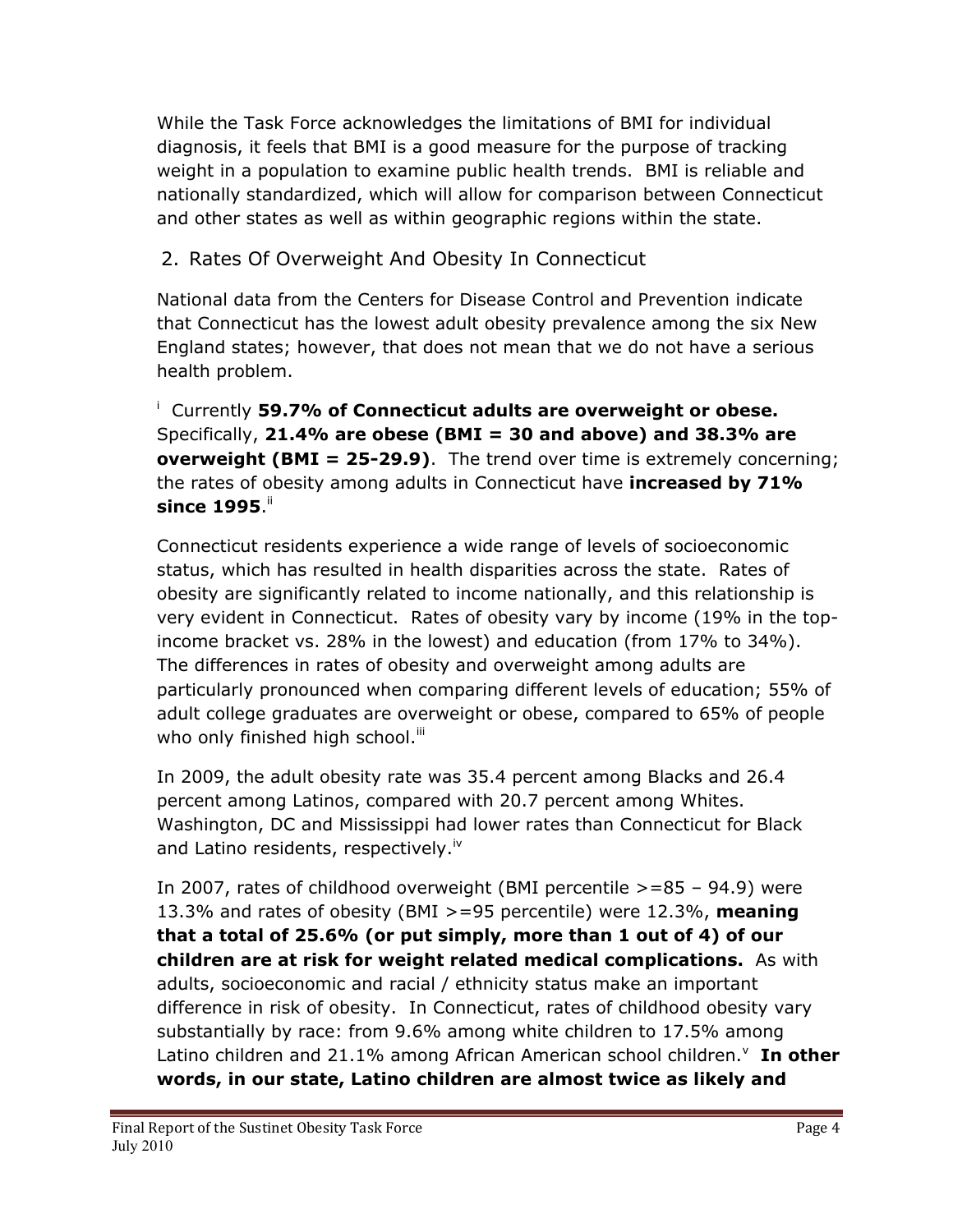While the Task Force acknowledges the limitations of BMI for individual diagnosis, it feels that BMI is a good measure for the purpose of tracking weight in a population to examine public health trends. BMI is reliable and nationally standardized, which will allow for comparison between Connecticut and other states as well as within geographic regions within the state.

## 2. Rates Of Overweight And Obesity In Connecticut

National data from the Centers for Disease Control and Prevention indicate that Connecticut has the lowest adult obesity prevalence among the six New England states; however, that does not mean that we do not have a serious health problem.

[i] Currently **59.7% of Connecticut adults are overweight or obese.** Specifically, **21.4% are obese (BMI = 30 and above) and 38.3% are overweight (BMI = 25-29.9)**. The trend over time is extremely concerning; the rates of obesity among adults in Connecticut have **increased by 71% since 1995**.[ii]

Connecticut residents experience a wide range of levels of socioeconomic status, which has resulted in health disparities across the state. Rates of obesity are significantly related to income nationally, and this relationship is very evident in Connecticut. Rates of obesity vary by income (19% in the top-income bracket vs. 28% in the lowest) and education (from 17% to 34%). The differences in rates of obesity and overweight among adults are particularly pronounced when comparing different levels of education; 55% of adult college graduates are overweight or obese, compared to 65% of people who only finished high school.[iii]

In 2009, the adult obesity rate was 35.4 percent among Blacks and 26.4 percent among Latinos, compared with 20.7 percent among Whites. Washington, DC and Mississippi had lower rates than Connecticut for Black and Latino residents, respectively.[iv]

In 2007, rates of childhood overweight (BMI percentile >=85 – 94.9) were 13.3% and rates of obesity (BMI >=95 percentile) were 12.3%, **meaning that a total of 25.6% (or put simply, more than 1 out of 4) of our children are at risk for weight related medical complications.** As with adults, socioeconomic and racial / ethnicity status make an important difference in risk of obesity. In Connecticut, rates of childhood obesity vary substantially by race: from 9.6% among white children to 17.5% among Latino children and 21.1% among African American school children.[v] **In other words, in our state, Latino children are almost twice as likely and**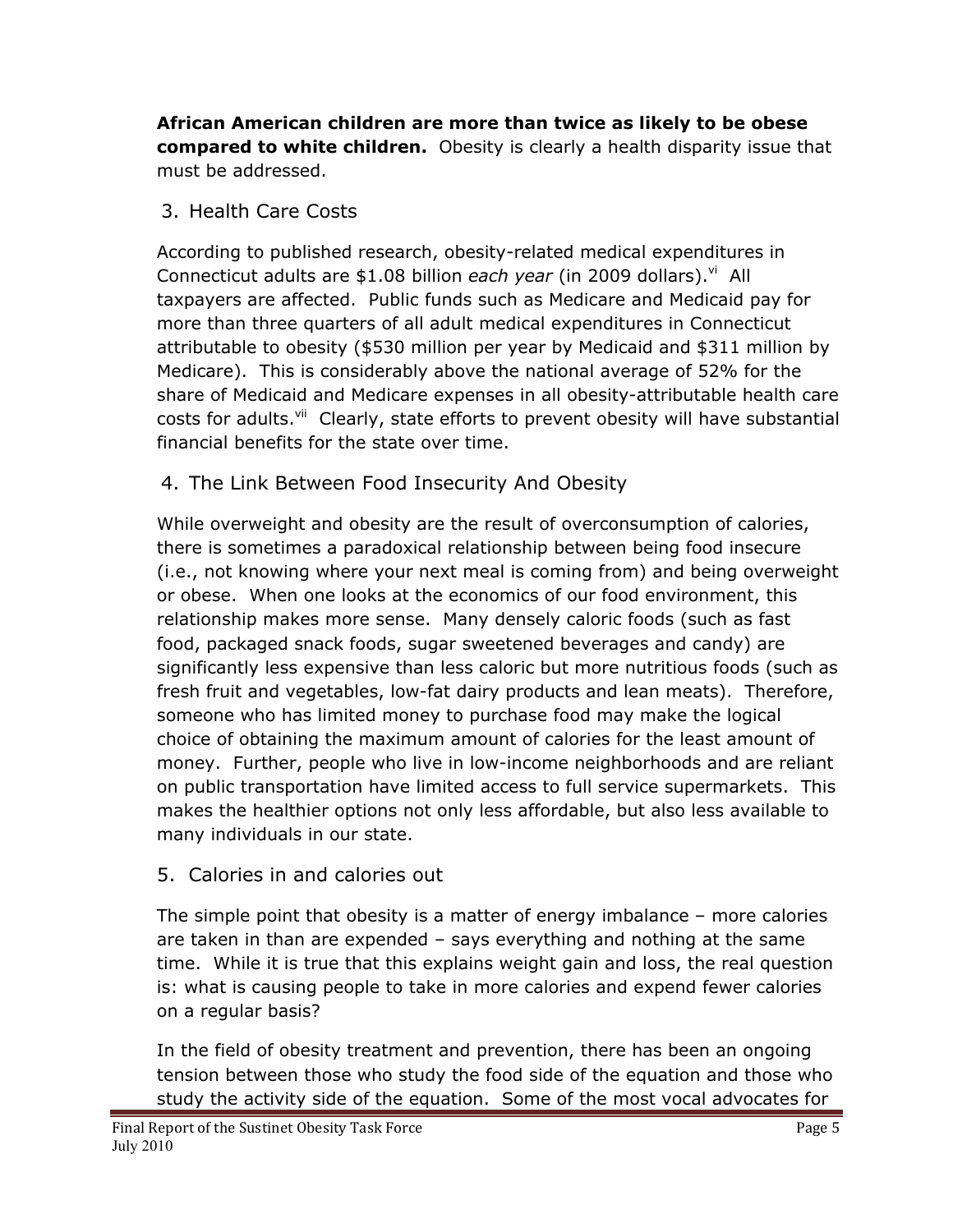**African American children are more than twice as likely to be obese compared to white children.** Obesity is clearly a health disparity issue that must be addressed.

## 3. Health Care Costs

According to published research, obesity-related medical expenditures in Connecticut adults are $1.08 billion *each year* (in 2009 dollars).[vi] All taxpayers are affected. Public funds such as Medicare and Medicaid pay for more than three quarters of all adult medical expenditures in Connecticut attributable to obesity ($530 million per year by Medicaid and $311 million by Medicare). This is considerably above the national average of 52% for the share of Medicaid and Medicare expenses in all obesity-attributable health care costs for adults.[vii] Clearly, state efforts to prevent obesity will have substantial financial benefits for the state over time.

## 4. The Link Between Food Insecurity And Obesity

While overweight and obesity are the result of overconsumption of calories, there is sometimes a paradoxical relationship between being food insecure (i.e., not knowing where your next meal is coming from) and being overweight or obese. When one looks at the economics of our food environment, this relationship makes more sense. Many densely caloric foods (such as fast food, packaged snack foods, sugar sweetened beverages and candy) are significantly less expensive than less caloric but more nutritious foods (such as fresh fruit and vegetables, low-fat dairy products and lean meats). Therefore, someone who has limited money to purchase food may make the logical choice of obtaining the maximum amount of calories for the least amount of money. Further, people who live in low-income neighborhoods and are reliant on public transportation have limited access to full service supermarkets. This makes the healthier options not only less affordable, but also less available to many individuals in our state.

## 5. Calories in and calories out

The simple point that obesity is a matter of energy imbalance – more calories are taken in than are expended – says everything and nothing at the same time. While it is true that this explains weight gain and loss, the real question is: what is causing people to take in more calories and expend fewer calories on a regular basis?

In the field of obesity treatment and prevention, there has been an ongoing tension between those who study the food side of the equation and those who study the activity side of the equation. Some of the most vocal advocates for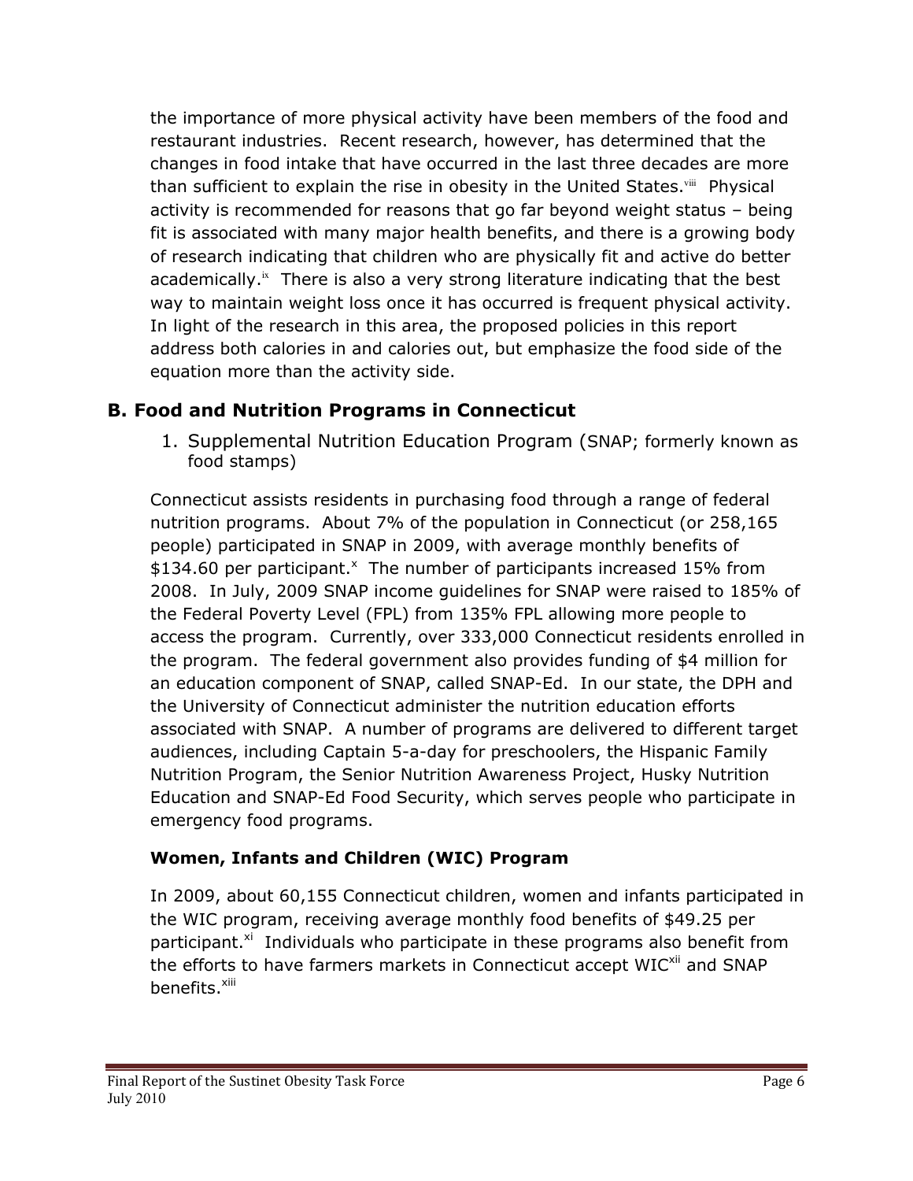the importance of more physical activity have been members of the food and restaurant industries. Recent research, however, has determined that the changes in food intake that have occurred in the last three decades are more than sufficient to explain the rise in obesity in the United States.[viii] Physical activity is recommended for reasons that go far beyond weight status – being fit is associated with many major health benefits, and there is a growing body of research indicating that children who are physically fit and active do better academically.[ix] There is also a very strong literature indicating that the best way to maintain weight loss once it has occurred is frequent physical activity. In light of the research in this area, the proposed policies in this report address both calories in and calories out, but emphasize the food side of the equation more than the activity side.

## B. Food and Nutrition Programs in Connecticut

1. Supplemental Nutrition Education Program (SNAP; formerly known as food stamps)

Connecticut assists residents in purchasing food through a range of federal nutrition programs. About 7% of the population in Connecticut (or 258,165 people) participated in SNAP in 2009, with average monthly benefits of $134.60 per participant.[x] The number of participants increased 15% from 2008. In July, 2009 SNAP income guidelines for SNAP were raised to 185% of the Federal Poverty Level (FPL) from 135% FPL allowing more people to access the program. Currently, over 333,000 Connecticut residents enrolled in the program. The federal government also provides funding of $4 million for an education component of SNAP, called SNAP-Ed. In our state, the DPH and the University of Connecticut administer the nutrition education efforts associated with SNAP. A number of programs are delivered to different target audiences, including Captain 5-a-day for preschoolers, the Hispanic Family Nutrition Program, the Senior Nutrition Awareness Project, Husky Nutrition Education and SNAP-Ed Food Security, which serves people who participate in emergency food programs.

**Women, Infants and Children (WIC) Program**

In 2009, about 60,155 Connecticut children, women and infants participated in the WIC program, receiving average monthly food benefits of $49.25 per participant.[xi] Individuals who participate in these programs also benefit from the efforts to have farmers markets in Connecticut accept WIC[xii] and SNAP benefits.[xiii]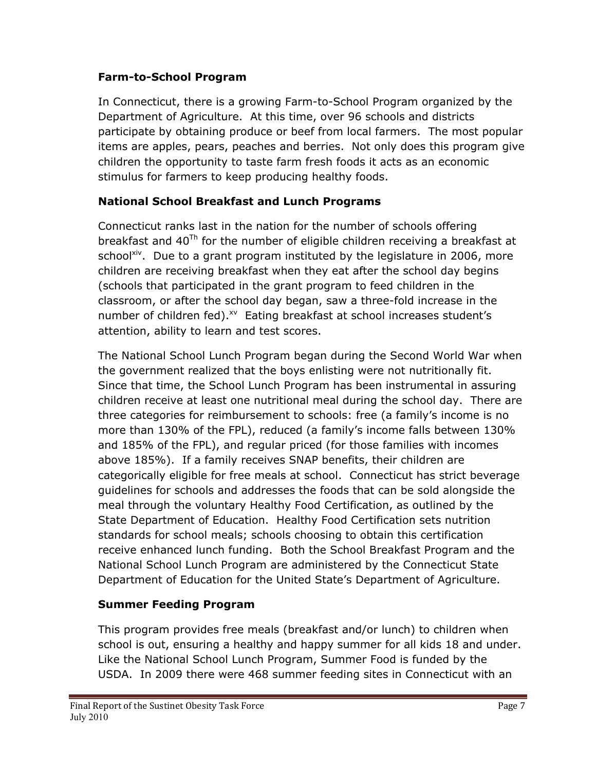### Farm-to-School Program

In Connecticut, there is a growing Farm-to-School Program organized by the Department of Agriculture. At this time, over 96 schools and districts participate by obtaining produce or beef from local farmers. The most popular items are apples, pears, peaches and berries. Not only does this program give children the opportunity to taste farm fresh foods it acts as an economic stimulus for farmers to keep producing healthy foods.

### National School Breakfast and Lunch Programs

Connecticut ranks last in the nation for the number of schools offering breakfast and 40[Th] for the number of eligible children receiving a breakfast at school[xiv]. Due to a grant program instituted by the legislature in 2006, more children are receiving breakfast when they eat after the school day begins (schools that participated in the grant program to feed children in the classroom, or after the school day began, saw a three-fold increase in the number of children fed).[xv] Eating breakfast at school increases student's attention, ability to learn and test scores.

The National School Lunch Program began during the Second World War when the government realized that the boys enlisting were not nutritionally fit. Since that time, the School Lunch Program has been instrumental in assuring children receive at least one nutritional meal during the school day. There are three categories for reimbursement to schools: free (a family's income is no more than 130% of the FPL), reduced (a family's income falls between 130% and 185% of the FPL), and regular priced (for those families with incomes above 185%). If a family receives SNAP benefits, their children are categorically eligible for free meals at school. Connecticut has strict beverage guidelines for schools and addresses the foods that can be sold alongside the meal through the voluntary Healthy Food Certification, as outlined by the State Department of Education. Healthy Food Certification sets nutrition standards for school meals; schools choosing to obtain this certification receive enhanced lunch funding. Both the School Breakfast Program and the National School Lunch Program are administered by the Connecticut State Department of Education for the United State's Department of Agriculture.

### Summer Feeding Program

This program provides free meals (breakfast and/or lunch) to children when school is out, ensuring a healthy and happy summer for all kids 18 and under. Like the National School Lunch Program, Summer Food is funded by the USDA. In 2009 there were 468 summer feeding sites in Connecticut with an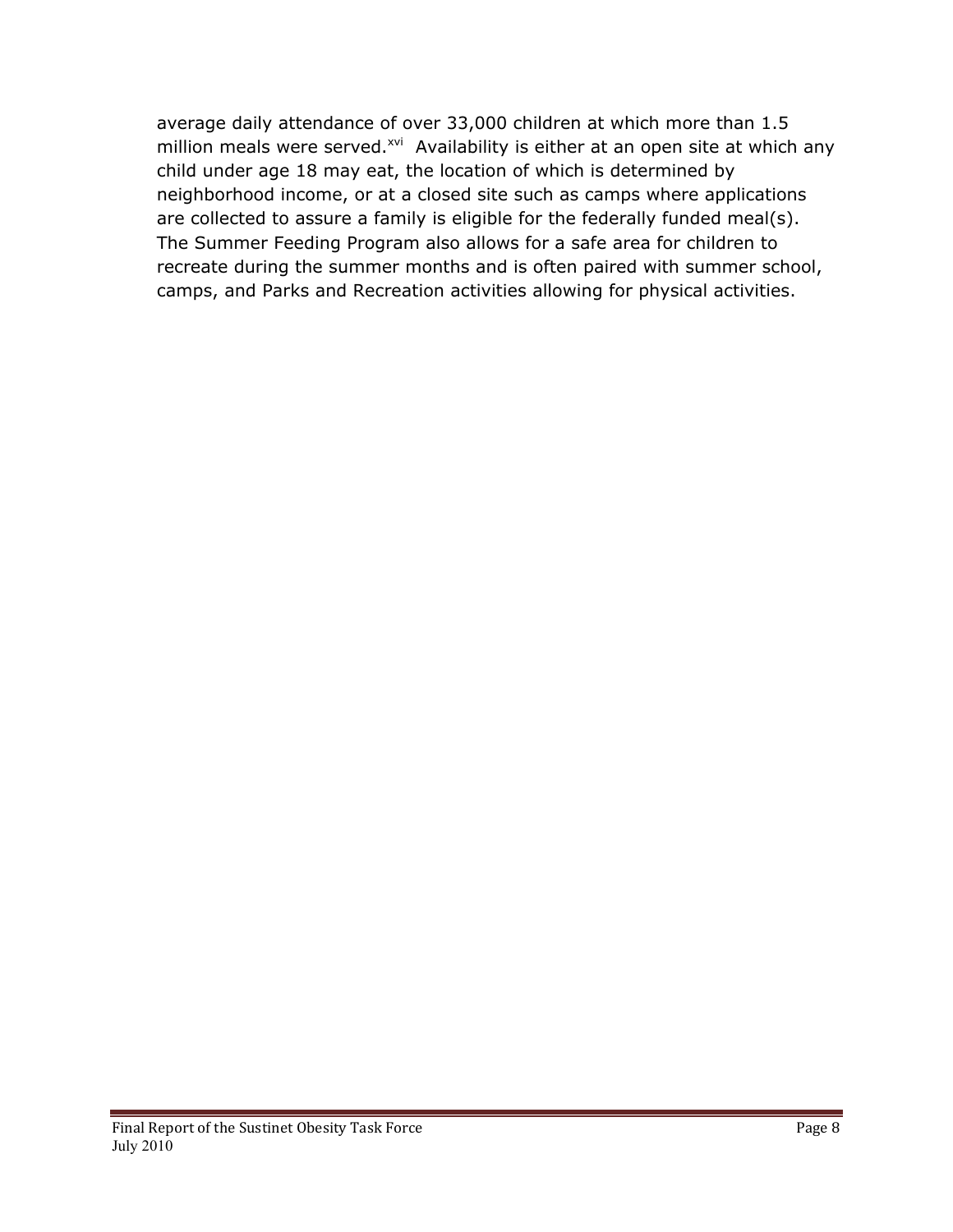average daily attendance of over 33,000 children at which more than 1.5 million meals were served.[xvi] Availability is either at an open site at which any child under age 18 may eat, the location of which is determined by neighborhood income, or at a closed site such as camps where applications are collected to assure a family is eligible for the federally funded meal(s). The Summer Feeding Program also allows for a safe area for children to recreate during the summer months and is often paired with summer school, camps, and Parks and Recreation activities allowing for physical activities.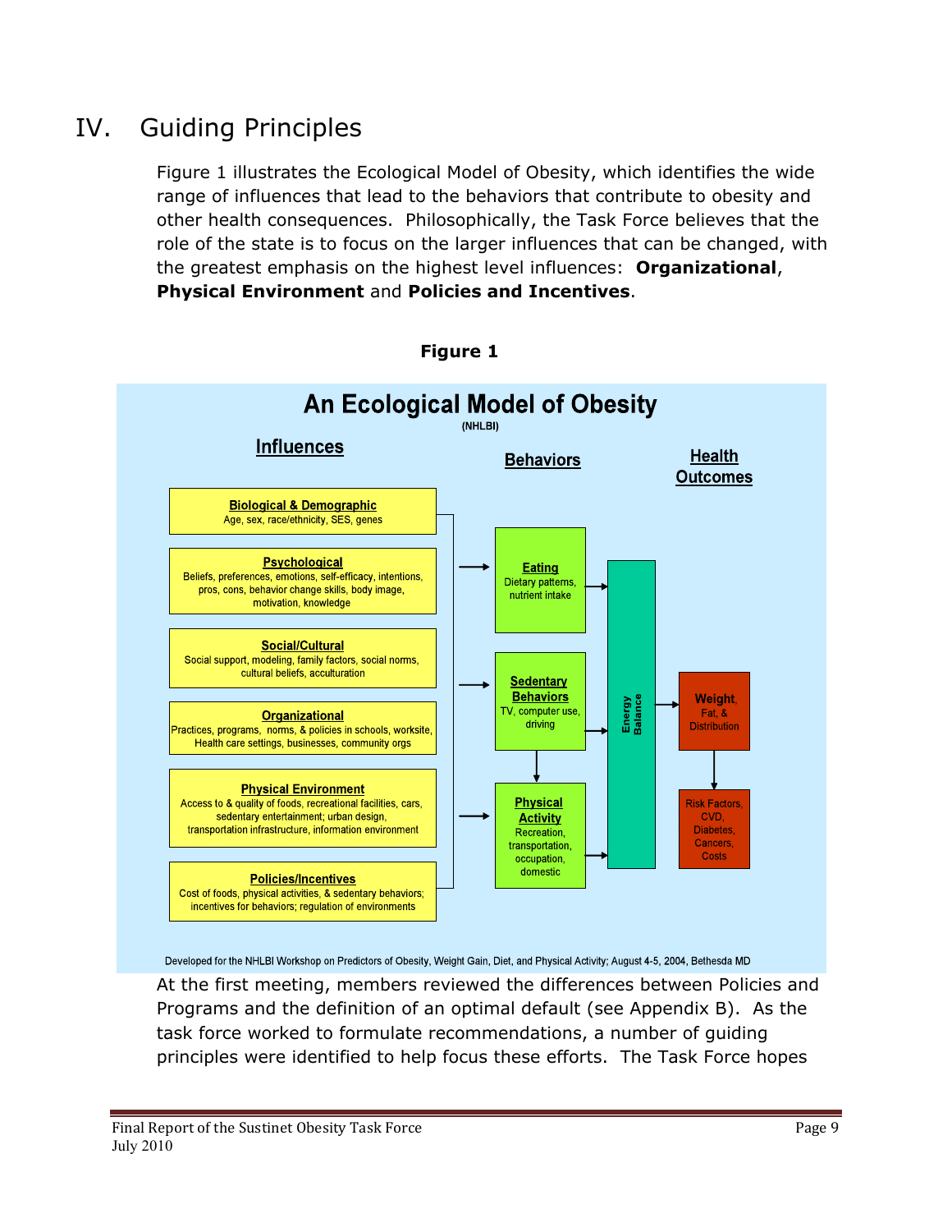# IV. Guiding Principles

Figure 1 illustrates the Ecological Model of Obesity, which identifies the wide range of influences that lead to the behaviors that contribute to obesity and other health consequences. Philosophically, the Task Force believes that the role of the state is to focus on the larger influences that can be changed, with the greatest emphasis on the highest level influences: **Organizational**, **Physical Environment** and **Policies and Incentives**.

**Figure 1**

**An Ecological Model of Obesity**
(NHLBI)

**Influences**

- **Biological & Demographic**: Age, sex, race/ethnicity, SES, genes
- **Psychological**: Beliefs, preferences, emotions, self-efficacy, intentions, pros, cons, behavior change skills, body image, motivation, knowledge
- **Social/Cultural**: Social support, modeling, family factors, social norms, cultural beliefs, acculturation
- **Organizational**: Practices, programs, norms, & policies in schools, worksite, Health care settings, businesses, community orgs
- **Physical Environment**: Access to & quality of foods, recreational facilities, cars, sedentary entertainment; urban design, transportation infrastructure, information environment
- **Policies/Incentives**: Cost of foods, physical activities, & sedentary behaviors; incentives for behaviors; regulation of environments

**Behaviors**

- **Eating**: Dietary patterns, nutrient intake
- **Sedentary Behaviors**: TV, computer use, driving
- **Physical Activity**: Recreation, transportation, occupation, domestic

Energy Balance

**Health Outcomes**

- **Weight**, Fat, & Distribution
- Risk Factors, CVD, Diabetes, Cancers, Costs

Developed for the NHLBI Workshop on Predictors of Obesity, Weight Gain, Diet, and Physical Activity; August 4-5, 2004, Bethesda MD

At the first meeting, members reviewed the differences between Policies and Programs and the definition of an optimal default (see Appendix B). As the task force worked to formulate recommendations, a number of guiding principles were identified to help focus these efforts. The Task Force hopes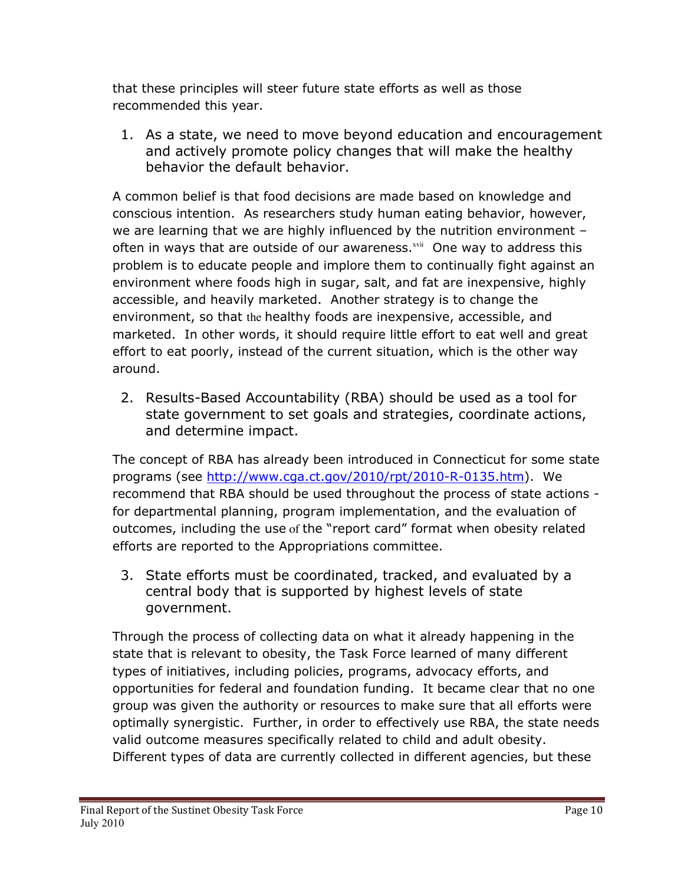that these principles will steer future state efforts as well as those recommended this year.

1. As a state, we need to move beyond education and encouragement and actively promote policy changes that will make the healthy behavior the default behavior.

A common belief is that food decisions are made based on knowledge and conscious intention. As researchers study human eating behavior, however, we are learning that we are highly influenced by the nutrition environment – often in ways that are outside of our awareness.[xvii] One way to address this problem is to educate people and implore them to continually fight against an environment where foods high in sugar, salt, and fat are inexpensive, highly accessible, and heavily marketed. Another strategy is to change the environment, so that the healthy foods are inexpensive, accessible, and marketed. In other words, it should require little effort to eat well and great effort to eat poorly, instead of the current situation, which is the other way around.

2. Results-Based Accountability (RBA) should be used as a tool for state government to set goals and strategies, coordinate actions, and determine impact.

The concept of RBA has already been introduced in Connecticut for some state programs (see http://www.cga.ct.gov/2010/rpt/2010-R-0135.htm). We recommend that RBA should be used throughout the process of state actions - for departmental planning, program implementation, and the evaluation of outcomes, including the use of the "report card" format when obesity related efforts are reported to the Appropriations committee.

3. State efforts must be coordinated, tracked, and evaluated by a central body that is supported by highest levels of state government.

Through the process of collecting data on what it already happening in the state that is relevant to obesity, the Task Force learned of many different types of initiatives, including policies, programs, advocacy efforts, and opportunities for federal and foundation funding. It became clear that no one group was given the authority or resources to make sure that all efforts were optimally synergistic. Further, in order to effectively use RBA, the state needs valid outcome measures specifically related to child and adult obesity. Different types of data are currently collected in different agencies, but these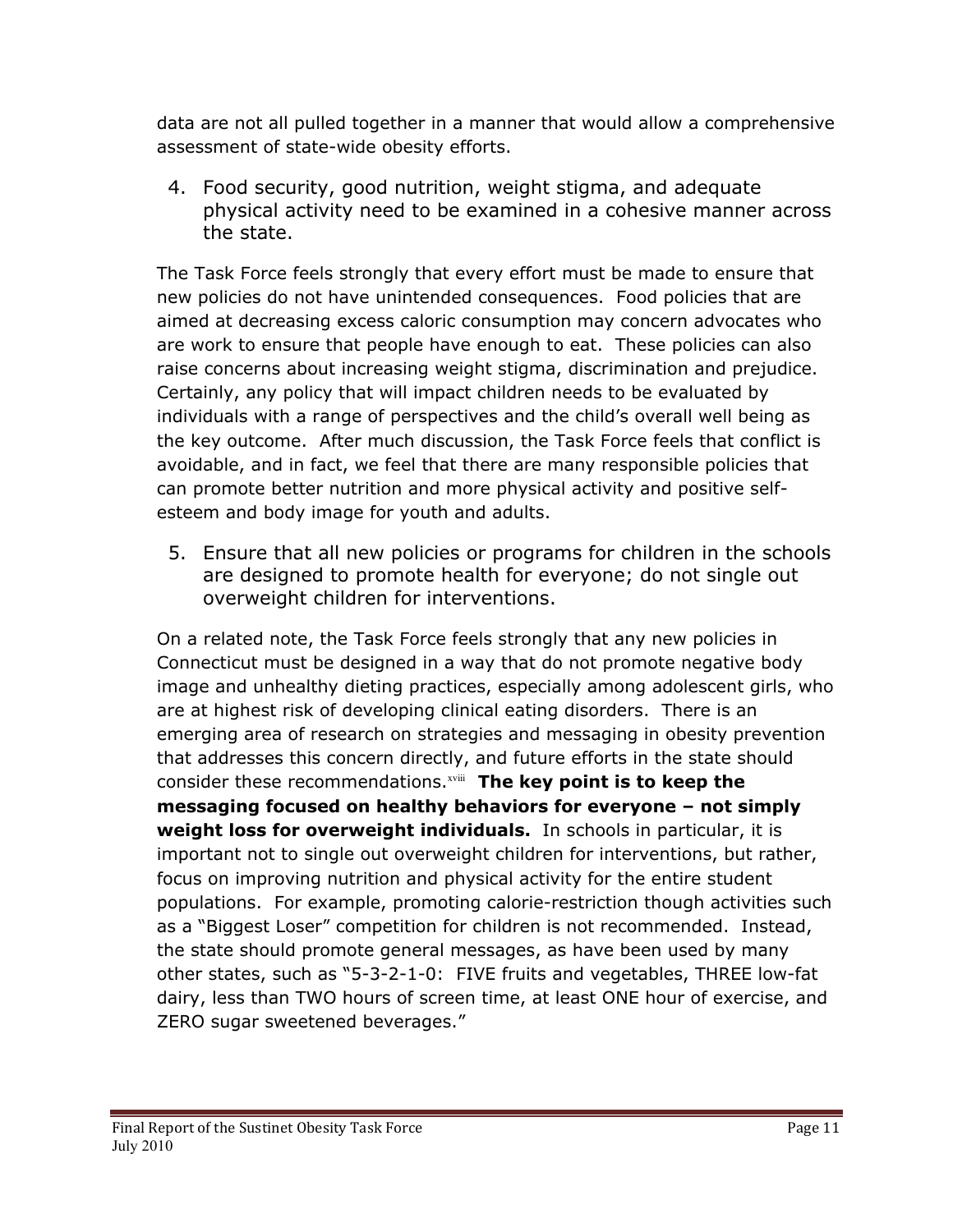data are not all pulled together in a manner that would allow a comprehensive assessment of state-wide obesity efforts.

4. Food security, good nutrition, weight stigma, and adequate physical activity need to be examined in a cohesive manner across the state.

The Task Force feels strongly that every effort must be made to ensure that new policies do not have unintended consequences. Food policies that are aimed at decreasing excess caloric consumption may concern advocates who are work to ensure that people have enough to eat. These policies can also raise concerns about increasing weight stigma, discrimination and prejudice. Certainly, any policy that will impact children needs to be evaluated by individuals with a range of perspectives and the child's overall well being as the key outcome. After much discussion, the Task Force feels that conflict is avoidable, and in fact, we feel that there are many responsible policies that can promote better nutrition and more physical activity and positive self-esteem and body image for youth and adults.

5. Ensure that all new policies or programs for children in the schools are designed to promote health for everyone; do not single out overweight children for interventions.

On a related note, the Task Force feels strongly that any new policies in Connecticut must be designed in a way that do not promote negative body image and unhealthy dieting practices, especially among adolescent girls, who are at highest risk of developing clinical eating disorders. There is an emerging area of research on strategies and messaging in obesity prevention that addresses this concern directly, and future efforts in the state should consider these recommendations.[xviii] **The key point is to keep the messaging focused on healthy behaviors for everyone – not simply weight loss for overweight individuals.** In schools in particular, it is important not to single out overweight children for interventions, but rather, focus on improving nutrition and physical activity for the entire student populations. For example, promoting calorie-restriction though activities such as a "Biggest Loser" competition for children is not recommended. Instead, the state should promote general messages, as have been used by many other states, such as "5-3-2-1-0: FIVE fruits and vegetables, THREE low-fat dairy, less than TWO hours of screen time, at least ONE hour of exercise, and ZERO sugar sweetened beverages."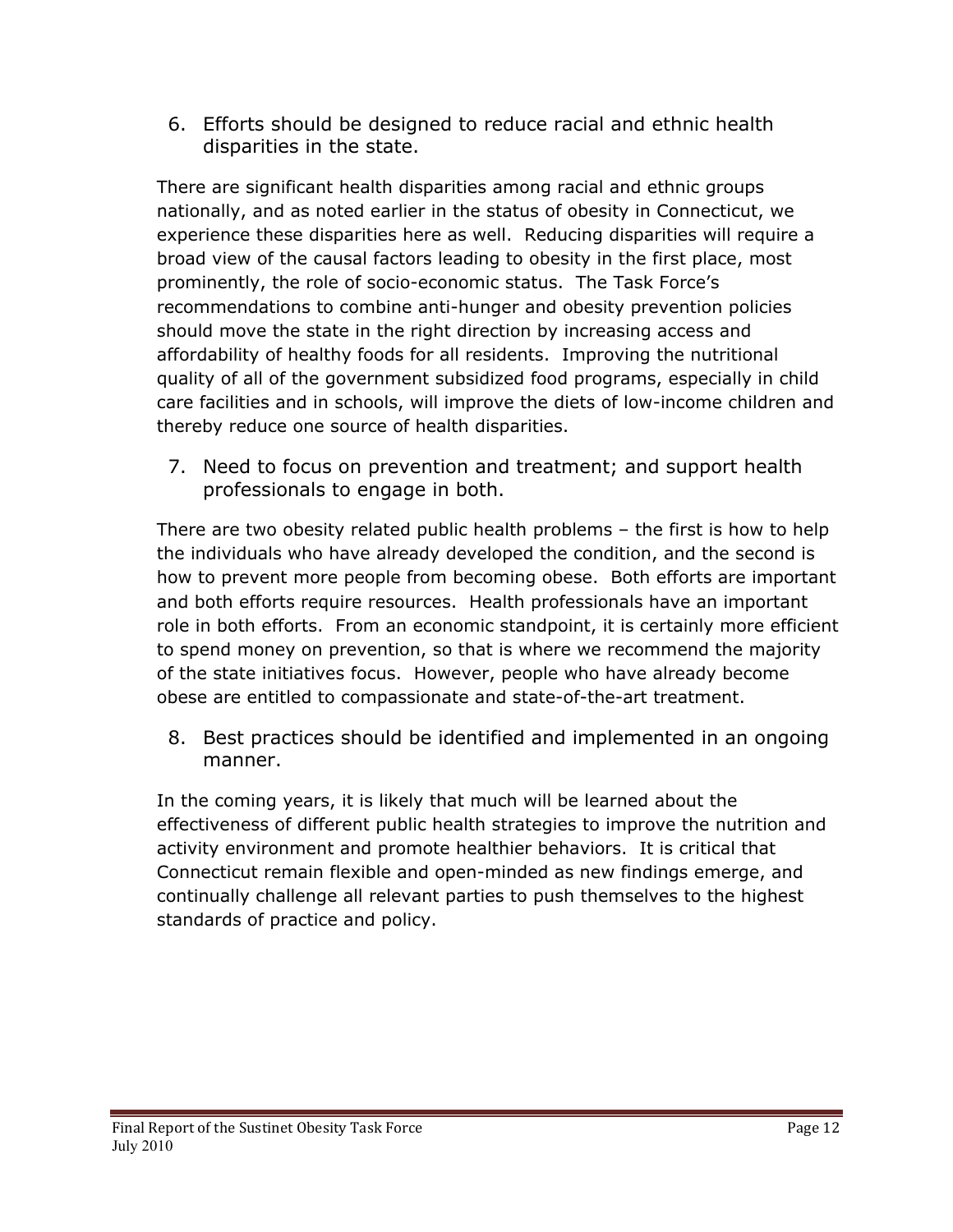6. Efforts should be designed to reduce racial and ethnic health disparities in the state.

There are significant health disparities among racial and ethnic groups nationally, and as noted earlier in the status of obesity in Connecticut, we experience these disparities here as well. Reducing disparities will require a broad view of the causal factors leading to obesity in the first place, most prominently, the role of socio-economic status. The Task Force's recommendations to combine anti-hunger and obesity prevention policies should move the state in the right direction by increasing access and affordability of healthy foods for all residents. Improving the nutritional quality of all of the government subsidized food programs, especially in child care facilities and in schools, will improve the diets of low-income children and thereby reduce one source of health disparities.

7. Need to focus on prevention and treatment; and support health professionals to engage in both.

There are two obesity related public health problems – the first is how to help the individuals who have already developed the condition, and the second is how to prevent more people from becoming obese. Both efforts are important and both efforts require resources. Health professionals have an important role in both efforts. From an economic standpoint, it is certainly more efficient to spend money on prevention, so that is where we recommend the majority of the state initiatives focus. However, people who have already become obese are entitled to compassionate and state-of-the-art treatment.

8. Best practices should be identified and implemented in an ongoing manner.

In the coming years, it is likely that much will be learned about the effectiveness of different public health strategies to improve the nutrition and activity environment and promote healthier behaviors. It is critical that Connecticut remain flexible and open-minded as new findings emerge, and continually challenge all relevant parties to push themselves to the highest standards of practice and policy.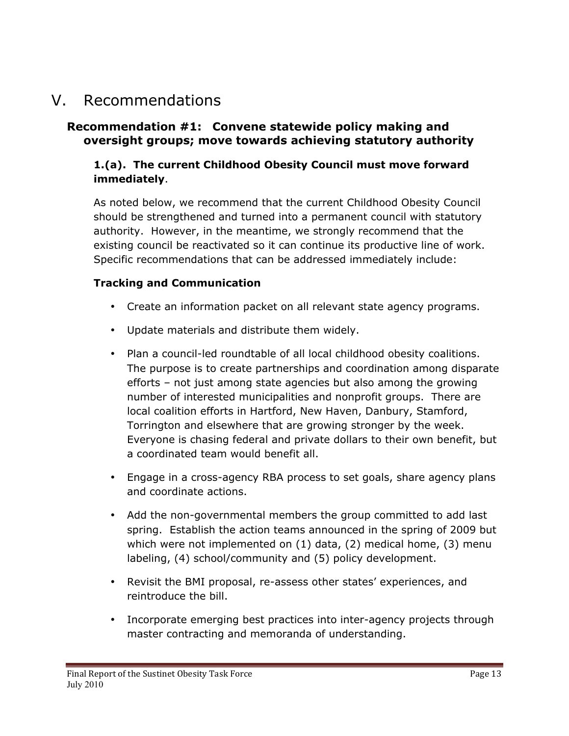# V. Recommendations

## Recommendation #1: Convene statewide policy making and oversight groups; move towards achieving statutory authority

### 1.(a). The current Childhood Obesity Council must move forward immediately.

As noted below, we recommend that the current Childhood Obesity Council should be strengthened and turned into a permanent council with statutory authority. However, in the meantime, we strongly recommend that the existing council be reactivated so it can continue its productive line of work. Specific recommendations that can be addressed immediately include:

**Tracking and Communication**

- Create an information packet on all relevant state agency programs.
- Update materials and distribute them widely.
- Plan a council-led roundtable of all local childhood obesity coalitions. The purpose is to create partnerships and coordination among disparate efforts – not just among state agencies but also among the growing number of interested municipalities and nonprofit groups. There are local coalition efforts in Hartford, New Haven, Danbury, Stamford, Torrington and elsewhere that are growing stronger by the week. Everyone is chasing federal and private dollars to their own benefit, but a coordinated team would benefit all.
- Engage in a cross-agency RBA process to set goals, share agency plans and coordinate actions.
- Add the non-governmental members the group committed to add last spring. Establish the action teams announced in the spring of 2009 but which were not implemented on (1) data, (2) medical home, (3) menu labeling, (4) school/community and (5) policy development.
- Revisit the BMI proposal, re-assess other states' experiences, and reintroduce the bill.
- Incorporate emerging best practices into inter-agency projects through master contracting and memoranda of understanding.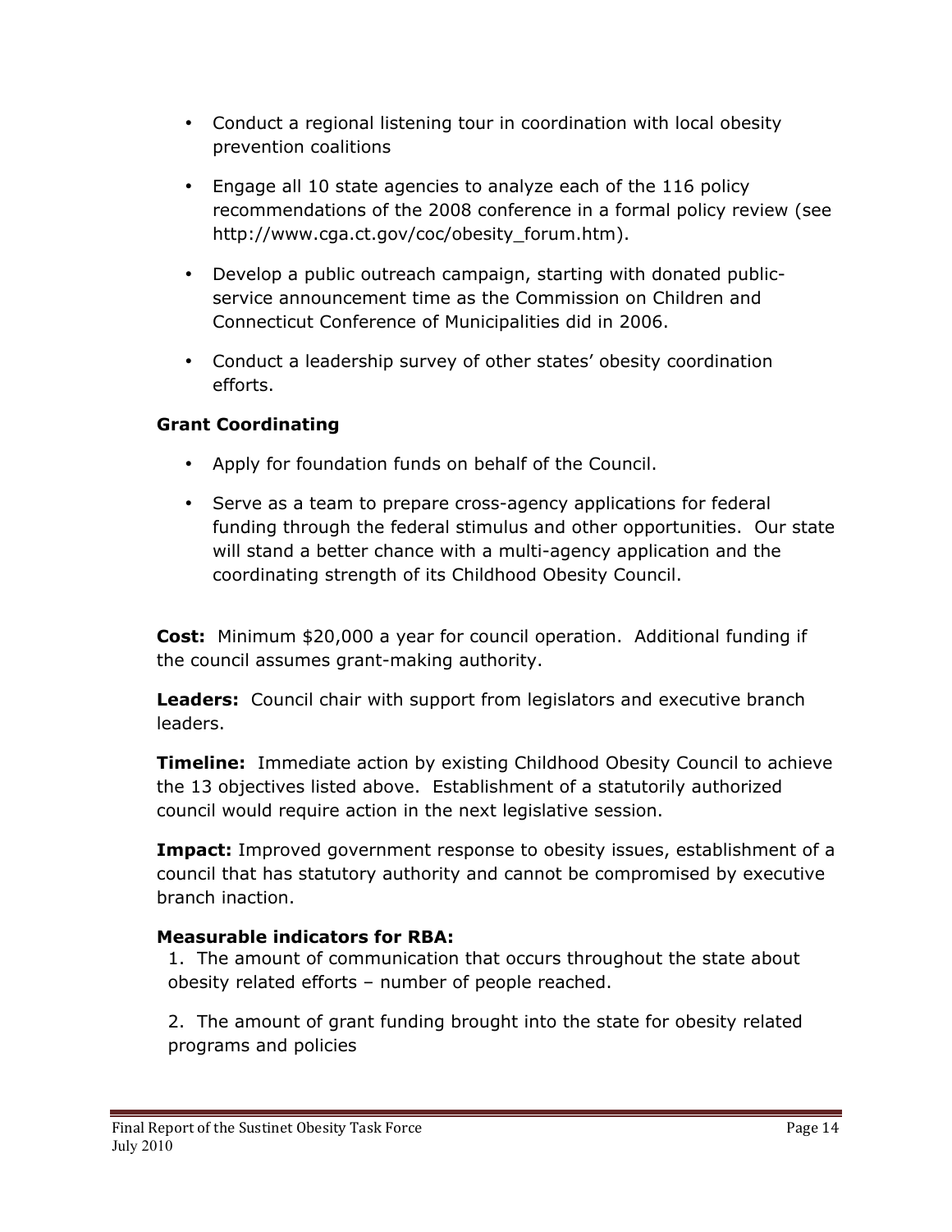- Conduct a regional listening tour in coordination with local obesity prevention coalitions
- Engage all 10 state agencies to analyze each of the 116 policy recommendations of the 2008 conference in a formal policy review (see http://www.cga.ct.gov/coc/obesity_forum.htm).
- Develop a public outreach campaign, starting with donated public-service announcement time as the Commission on Children and Connecticut Conference of Municipalities did in 2006.
- Conduct a leadership survey of other states' obesity coordination efforts.

**Grant Coordinating**

- Apply for foundation funds on behalf of the Council.
- Serve as a team to prepare cross-agency applications for federal funding through the federal stimulus and other opportunities. Our state will stand a better chance with a multi-agency application and the coordinating strength of its Childhood Obesity Council.

**Cost:** Minimum $20,000 a year for council operation. Additional funding if the council assumes grant-making authority.

**Leaders:** Council chair with support from legislators and executive branch leaders.

**Timeline:** Immediate action by existing Childhood Obesity Council to achieve the 13 objectives listed above. Establishment of a statutorily authorized council would require action in the next legislative session.

**Impact:** Improved government response to obesity issues, establishment of a council that has statutory authority and cannot be compromised by executive branch inaction.

**Measurable indicators for RBA:**

1. The amount of communication that occurs throughout the state about obesity related efforts – number of people reached.

2. The amount of grant funding brought into the state for obesity related programs and policies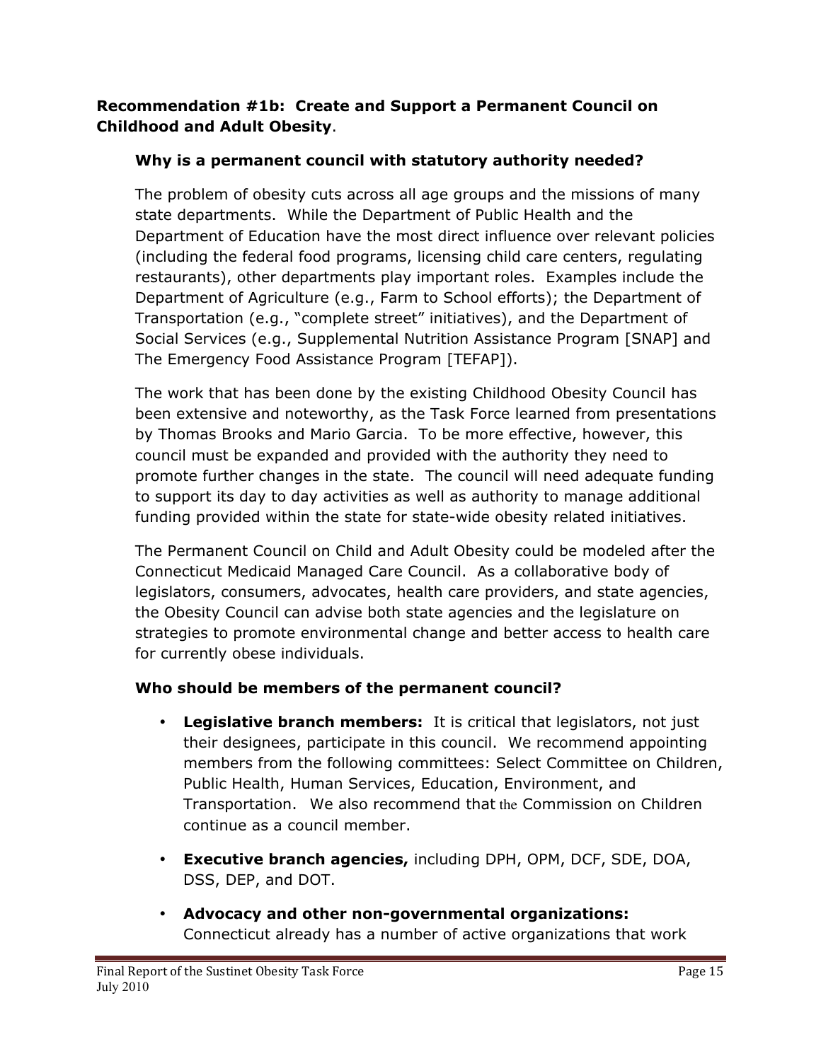**Recommendation #1b: Create and Support a Permanent Council on Childhood and Adult Obesity**.

**Why is a permanent council with statutory authority needed?**

The problem of obesity cuts across all age groups and the missions of many state departments. While the Department of Public Health and the Department of Education have the most direct influence over relevant policies (including the federal food programs, licensing child care centers, regulating restaurants), other departments play important roles. Examples include the Department of Agriculture (e.g., Farm to School efforts); the Department of Transportation (e.g., "complete street" initiatives), and the Department of Social Services (e.g., Supplemental Nutrition Assistance Program [SNAP] and The Emergency Food Assistance Program [TEFAP]).

The work that has been done by the existing Childhood Obesity Council has been extensive and noteworthy, as the Task Force learned from presentations by Thomas Brooks and Mario Garcia. To be more effective, however, this council must be expanded and provided with the authority they need to promote further changes in the state. The council will need adequate funding to support its day to day activities as well as authority to manage additional funding provided within the state for state-wide obesity related initiatives.

The Permanent Council on Child and Adult Obesity could be modeled after the Connecticut Medicaid Managed Care Council. As a collaborative body of legislators, consumers, advocates, health care providers, and state agencies, the Obesity Council can advise both state agencies and the legislature on strategies to promote environmental change and better access to health care for currently obese individuals.

**Who should be members of the permanent council?**

- **Legislative branch members:** It is critical that legislators, not just their designees, participate in this council. We recommend appointing members from the following committees: Select Committee on Children, Public Health, Human Services, Education, Environment, and Transportation. We also recommend that the Commission on Children continue as a council member.
- **Executive branch agencies,** including DPH, OPM, DCF, SDE, DOA, DSS, DEP, and DOT.
- **Advocacy and other non-governmental organizations:** Connecticut already has a number of active organizations that work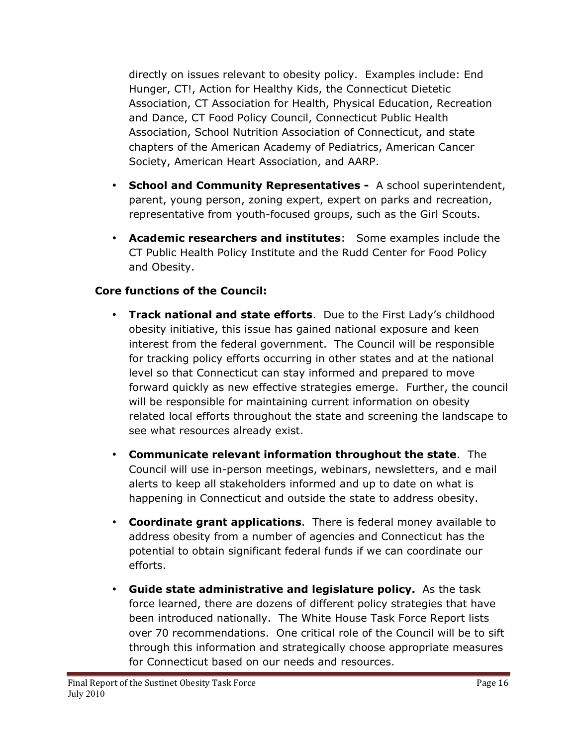directly on issues relevant to obesity policy. Examples include: End Hunger, CT!, Action for Healthy Kids, the Connecticut Dietetic Association, CT Association for Health, Physical Education, Recreation and Dance, CT Food Policy Council, Connecticut Public Health Association, School Nutrition Association of Connecticut, and state chapters of the American Academy of Pediatrics, American Cancer Society, American Heart Association, and AARP.

- **School and Community Representatives -** A school superintendent, parent, young person, zoning expert, expert on parks and recreation, representative from youth-focused groups, such as the Girl Scouts.
- **Academic researchers and institutes**: Some examples include the CT Public Health Policy Institute and the Rudd Center for Food Policy and Obesity.

**Core functions of the Council:**

- **Track national and state efforts**. Due to the First Lady's childhood obesity initiative, this issue has gained national exposure and keen interest from the federal government. The Council will be responsible for tracking policy efforts occurring in other states and at the national level so that Connecticut can stay informed and prepared to move forward quickly as new effective strategies emerge. Further, the council will be responsible for maintaining current information on obesity related local efforts throughout the state and screening the landscape to see what resources already exist.
- **Communicate relevant information throughout the state**. The Council will use in-person meetings, webinars, newsletters, and e mail alerts to keep all stakeholders informed and up to date on what is happening in Connecticut and outside the state to address obesity.
- **Coordinate grant applications**. There is federal money available to address obesity from a number of agencies and Connecticut has the potential to obtain significant federal funds if we can coordinate our efforts.
- **Guide state administrative and legislature policy.** As the task force learned, there are dozens of different policy strategies that have been introduced nationally. The White House Task Force Report lists over 70 recommendations. One critical role of the Council will be to sift through this information and strategically choose appropriate measures for Connecticut based on our needs and resources.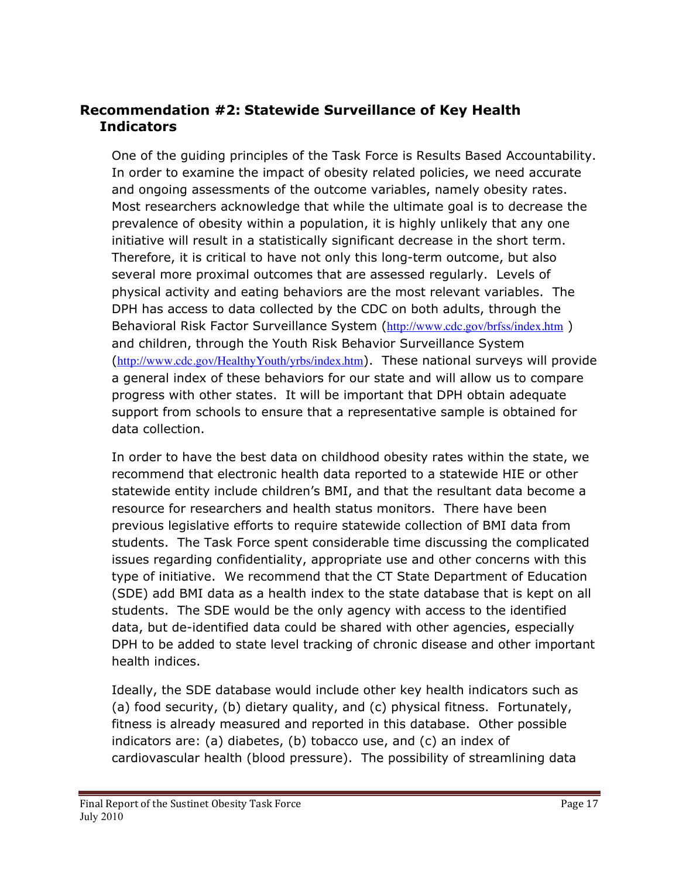## Recommendation #2: Statewide Surveillance of Key Health Indicators

One of the guiding principles of the Task Force is Results Based Accountability. In order to examine the impact of obesity related policies, we need accurate and ongoing assessments of the outcome variables, namely obesity rates. Most researchers acknowledge that while the ultimate goal is to decrease the prevalence of obesity within a population, it is highly unlikely that any one initiative will result in a statistically significant decrease in the short term. Therefore, it is critical to have not only this long-term outcome, but also several more proximal outcomes that are assessed regularly. Levels of physical activity and eating behaviors are the most relevant variables. The DPH has access to data collected by the CDC on both adults, through the Behavioral Risk Factor Surveillance System (http://www.cdc.gov/brfss/index.htm ) and children, through the Youth Risk Behavior Surveillance System (http://www.cdc.gov/HealthyYouth/yrbs/index.htm). These national surveys will provide a general index of these behaviors for our state and will allow us to compare progress with other states. It will be important that DPH obtain adequate support from schools to ensure that a representative sample is obtained for data collection.

In order to have the best data on childhood obesity rates within the state, we recommend that electronic health data reported to a statewide HIE or other statewide entity include children's BMI, and that the resultant data become a resource for researchers and health status monitors. There have been previous legislative efforts to require statewide collection of BMI data from students. The Task Force spent considerable time discussing the complicated issues regarding confidentiality, appropriate use and other concerns with this type of initiative. We recommend that the CT State Department of Education (SDE) add BMI data as a health index to the state database that is kept on all students. The SDE would be the only agency with access to the identified data, but de-identified data could be shared with other agencies, especially DPH to be added to state level tracking of chronic disease and other important health indices.

Ideally, the SDE database would include other key health indicators such as (a) food security, (b) dietary quality, and (c) physical fitness. Fortunately, fitness is already measured and reported in this database. Other possible indicators are: (a) diabetes, (b) tobacco use, and (c) an index of cardiovascular health (blood pressure). The possibility of streamlining data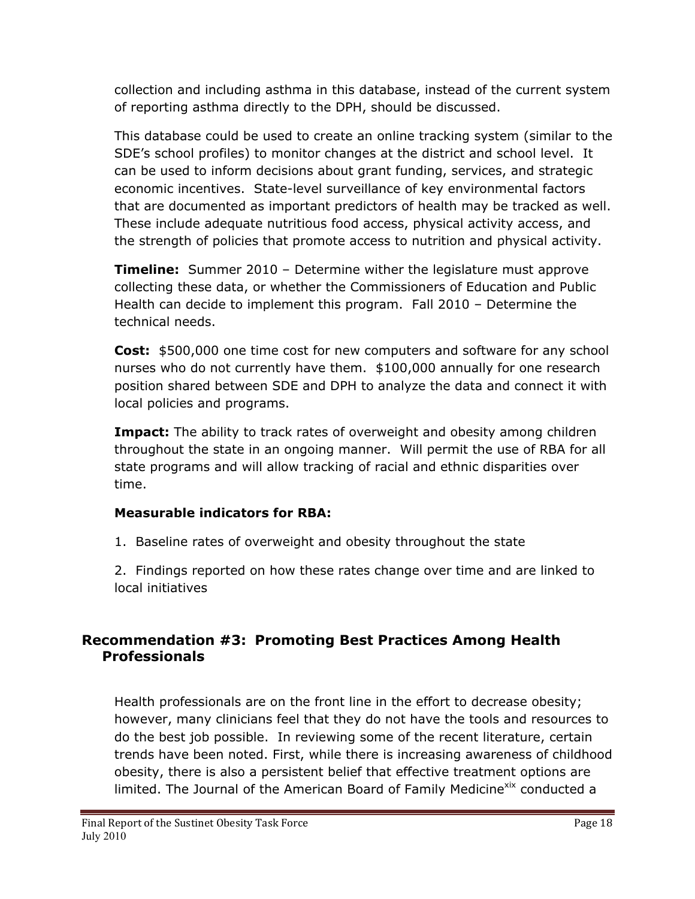collection and including asthma in this database, instead of the current system of reporting asthma directly to the DPH, should be discussed.

This database could be used to create an online tracking system (similar to the SDE's school profiles) to monitor changes at the district and school level. It can be used to inform decisions about grant funding, services, and strategic economic incentives. State-level surveillance of key environmental factors that are documented as important predictors of health may be tracked as well. These include adequate nutritious food access, physical activity access, and the strength of policies that promote access to nutrition and physical activity.

**Timeline:** Summer 2010 – Determine wither the legislature must approve collecting these data, or whether the Commissioners of Education and Public Health can decide to implement this program. Fall 2010 – Determine the technical needs.

**Cost:** $500,000 one time cost for new computers and software for any school nurses who do not currently have them. $100,000 annually for one research position shared between SDE and DPH to analyze the data and connect it with local policies and programs.

**Impact:** The ability to track rates of overweight and obesity among children throughout the state in an ongoing manner. Will permit the use of RBA for all state programs and will allow tracking of racial and ethnic disparities over time.

**Measurable indicators for RBA:**

1. Baseline rates of overweight and obesity throughout the state

2. Findings reported on how these rates change over time and are linked to local initiatives

## Recommendation #3: Promoting Best Practices Among Health Professionals

Health professionals are on the front line in the effort to decrease obesity; however, many clinicians feel that they do not have the tools and resources to do the best job possible. In reviewing some of the recent literature, certain trends have been noted. First, while there is increasing awareness of childhood obesity, there is also a persistent belief that effective treatment options are limited. The Journal of the American Board of Family Medicine[xix] conducted a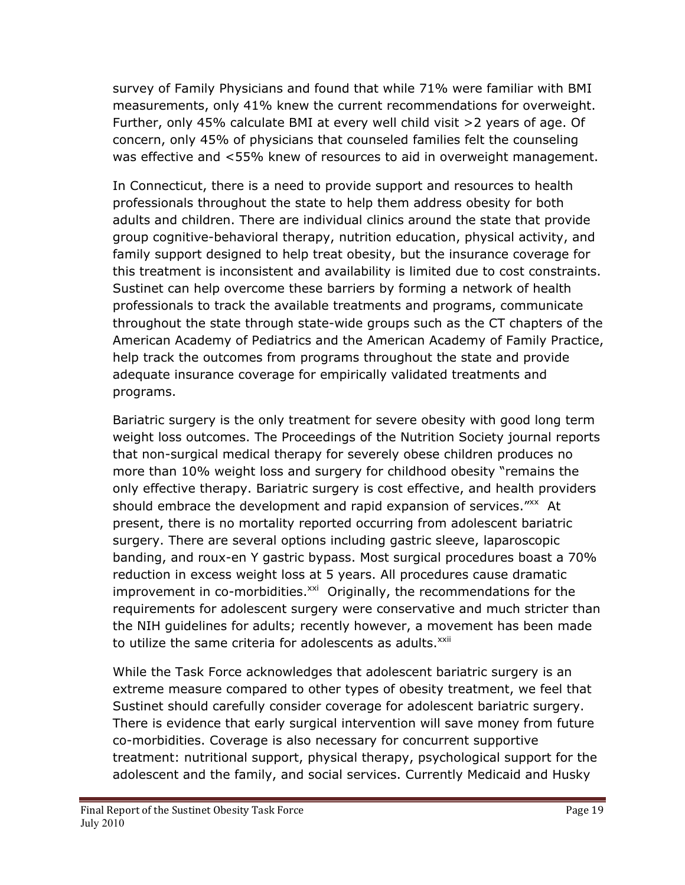survey of Family Physicians and found that while 71% were familiar with BMI measurements, only 41% knew the current recommendations for overweight. Further, only 45% calculate BMI at every well child visit >2 years of age. Of concern, only 45% of physicians that counseled families felt the counseling was effective and <55% knew of resources to aid in overweight management.

In Connecticut, there is a need to provide support and resources to health professionals throughout the state to help them address obesity for both adults and children. There are individual clinics around the state that provide group cognitive-behavioral therapy, nutrition education, physical activity, and family support designed to help treat obesity, but the insurance coverage for this treatment is inconsistent and availability is limited due to cost constraints. Sustinet can help overcome these barriers by forming a network of health professionals to track the available treatments and programs, communicate throughout the state through state-wide groups such as the CT chapters of the American Academy of Pediatrics and the American Academy of Family Practice, help track the outcomes from programs throughout the state and provide adequate insurance coverage for empirically validated treatments and programs.

Bariatric surgery is the only treatment for severe obesity with good long term weight loss outcomes. The Proceedings of the Nutrition Society journal reports that non-surgical medical therapy for severely obese children produces no more than 10% weight loss and surgery for childhood obesity "remains the only effective therapy. Bariatric surgery is cost effective, and health providers should embrace the development and rapid expansion of services."[xx] At present, there is no mortality reported occurring from adolescent bariatric surgery. There are several options including gastric sleeve, laparoscopic banding, and roux-en Y gastric bypass. Most surgical procedures boast a 70% reduction in excess weight loss at 5 years. All procedures cause dramatic improvement in co-morbidities.[xxi] Originally, the recommendations for the requirements for adolescent surgery were conservative and much stricter than the NIH guidelines for adults; recently however, a movement has been made to utilize the same criteria for adolescents as adults.[xxii]

While the Task Force acknowledges that adolescent bariatric surgery is an extreme measure compared to other types of obesity treatment, we feel that Sustinet should carefully consider coverage for adolescent bariatric surgery. There is evidence that early surgical intervention will save money from future co-morbidities. Coverage is also necessary for concurrent supportive treatment: nutritional support, physical therapy, psychological support for the adolescent and the family, and social services. Currently Medicaid and Husky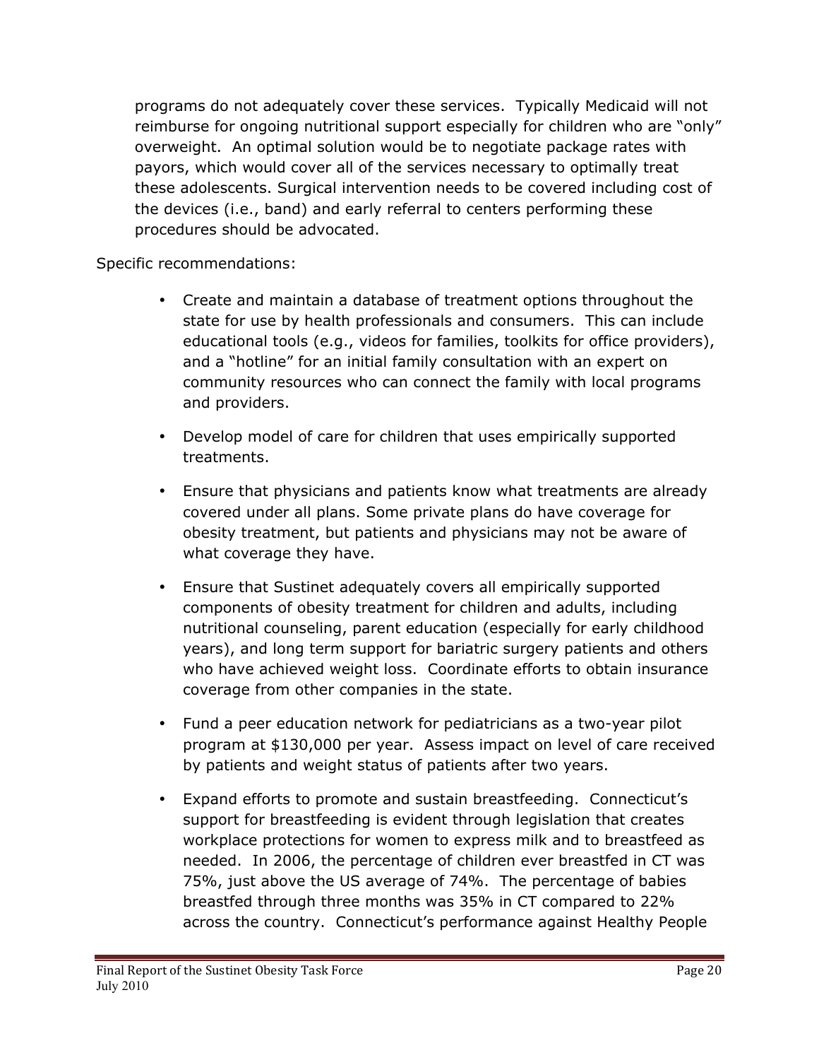programs do not adequately cover these services. Typically Medicaid will not reimburse for ongoing nutritional support especially for children who are "only" overweight. An optimal solution would be to negotiate package rates with payors, which would cover all of the services necessary to optimally treat these adolescents. Surgical intervention needs to be covered including cost of the devices (i.e., band) and early referral to centers performing these procedures should be advocated.

Specific recommendations:

- Create and maintain a database of treatment options throughout the state for use by health professionals and consumers. This can include educational tools (e.g., videos for families, toolkits for office providers), and a "hotline" for an initial family consultation with an expert on community resources who can connect the family with local programs and providers.
- Develop model of care for children that uses empirically supported treatments.
- Ensure that physicians and patients know what treatments are already covered under all plans. Some private plans do have coverage for obesity treatment, but patients and physicians may not be aware of what coverage they have.
- Ensure that Sustinet adequately covers all empirically supported components of obesity treatment for children and adults, including nutritional counseling, parent education (especially for early childhood years), and long term support for bariatric surgery patients and others who have achieved weight loss. Coordinate efforts to obtain insurance coverage from other companies in the state.
- Fund a peer education network for pediatricians as a two-year pilot program at $130,000 per year. Assess impact on level of care received by patients and weight status of patients after two years.
- Expand efforts to promote and sustain breastfeeding. Connecticut's support for breastfeeding is evident through legislation that creates workplace protections for women to express milk and to breastfeed as needed. In 2006, the percentage of children ever breastfed in CT was 75%, just above the US average of 74%. The percentage of babies breastfed through three months was 35% in CT compared to 22% across the country. Connecticut's performance against Healthy People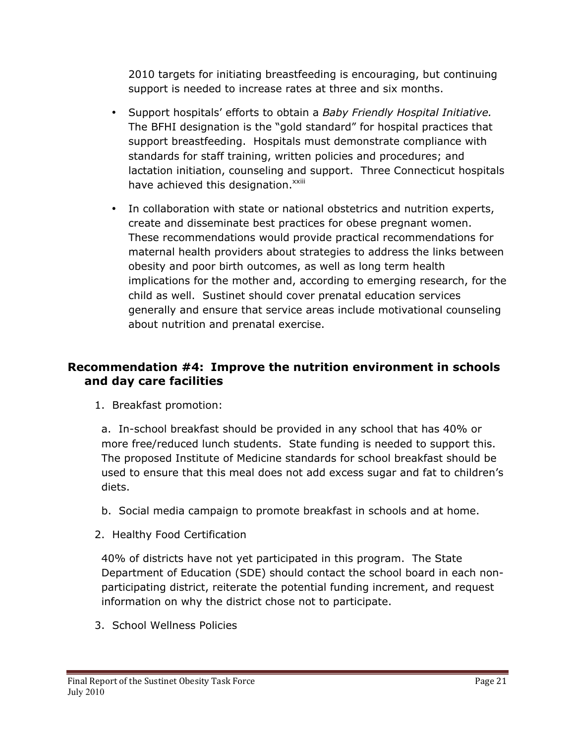2010 targets for initiating breastfeeding is encouraging, but continuing support is needed to increase rates at three and six months.

- Support hospitals' efforts to obtain a *Baby Friendly Hospital Initiative.* The BFHI designation is the "gold standard" for hospital practices that support breastfeeding. Hospitals must demonstrate compliance with standards for staff training, written policies and procedures; and lactation initiation, counseling and support. Three Connecticut hospitals have achieved this designation.[xxiii]
- In collaboration with state or national obstetrics and nutrition experts, create and disseminate best practices for obese pregnant women. These recommendations would provide practical recommendations for maternal health providers about strategies to address the links between obesity and poor birth outcomes, as well as long term health implications for the mother and, according to emerging research, for the child as well. Sustinet should cover prenatal education services generally and ensure that service areas include motivational counseling about nutrition and prenatal exercise.

## Recommendation #4: Improve the nutrition environment in schools and day care facilities

1. Breakfast promotion:

   a. In-school breakfast should be provided in any school that has 40% or more free/reduced lunch students. State funding is needed to support this. The proposed Institute of Medicine standards for school breakfast should be used to ensure that this meal does not add excess sugar and fat to children's diets.

   b. Social media campaign to promote breakfast in schools and at home.

2. Healthy Food Certification

   40% of districts have not yet participated in this program. The State Department of Education (SDE) should contact the school board in each non-participating district, reiterate the potential funding increment, and request information on why the district chose not to participate.

3. School Wellness Policies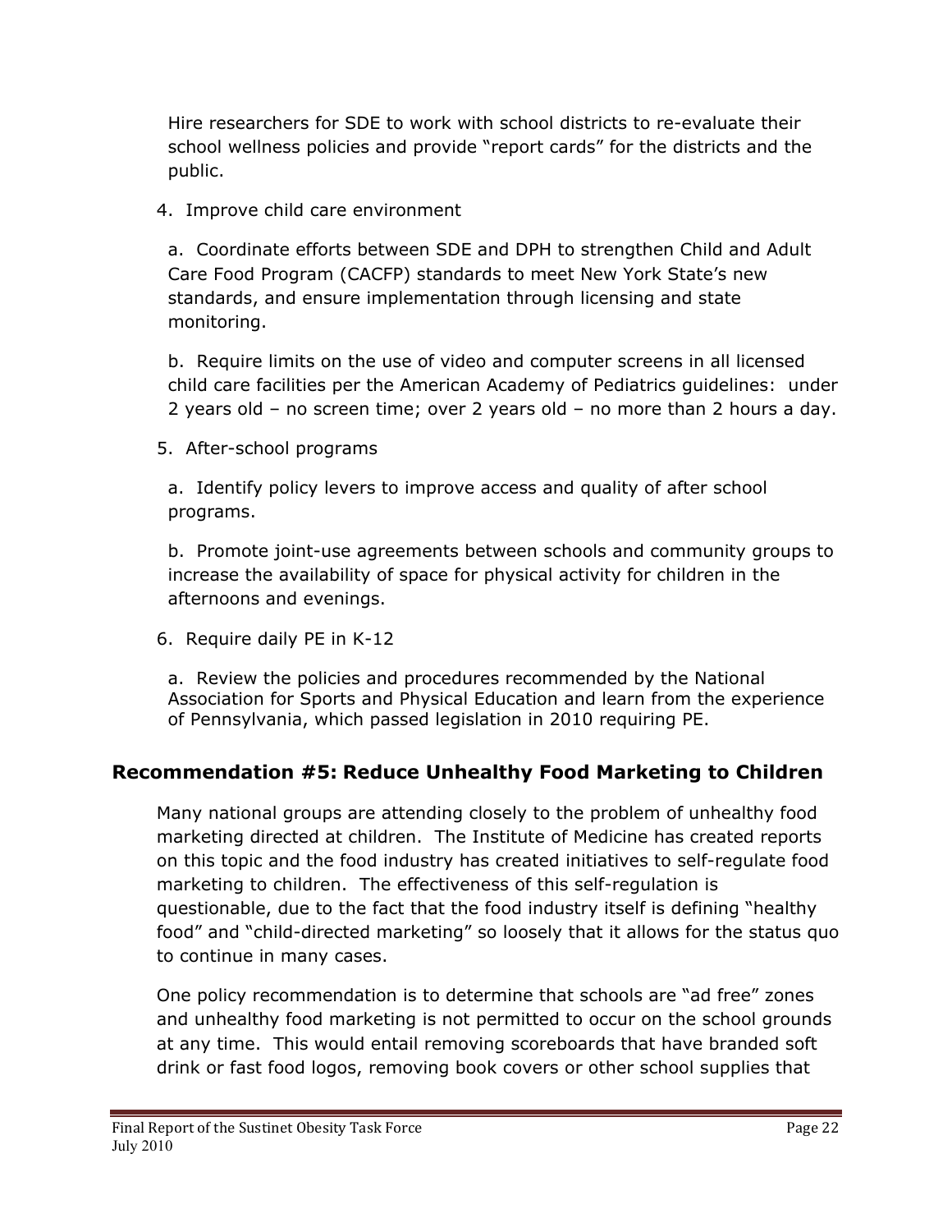Hire researchers for SDE to work with school districts to re-evaluate their school wellness policies and provide "report cards" for the districts and the public.

4. Improve child care environment

   a. Coordinate efforts between SDE and DPH to strengthen Child and Adult Care Food Program (CACFP) standards to meet New York State's new standards, and ensure implementation through licensing and state monitoring.

   b. Require limits on the use of video and computer screens in all licensed child care facilities per the American Academy of Pediatrics guidelines: under 2 years old – no screen time; over 2 years old – no more than 2 hours a day.

5. After-school programs

   a. Identify policy levers to improve access and quality of after school programs.

   b. Promote joint-use agreements between schools and community groups to increase the availability of space for physical activity for children in the afternoons and evenings.

6. Require daily PE in K-12

   a. Review the policies and procedures recommended by the National Association for Sports and Physical Education and learn from the experience of Pennsylvania, which passed legislation in 2010 requiring PE.

## Recommendation #5: Reduce Unhealthy Food Marketing to Children

Many national groups are attending closely to the problem of unhealthy food marketing directed at children. The Institute of Medicine has created reports on this topic and the food industry has created initiatives to self-regulate food marketing to children. The effectiveness of this self-regulation is questionable, due to the fact that the food industry itself is defining "healthy food" and "child-directed marketing" so loosely that it allows for the status quo to continue in many cases.

One policy recommendation is to determine that schools are "ad free" zones and unhealthy food marketing is not permitted to occur on the school grounds at any time. This would entail removing scoreboards that have branded soft drink or fast food logos, removing book covers or other school supplies that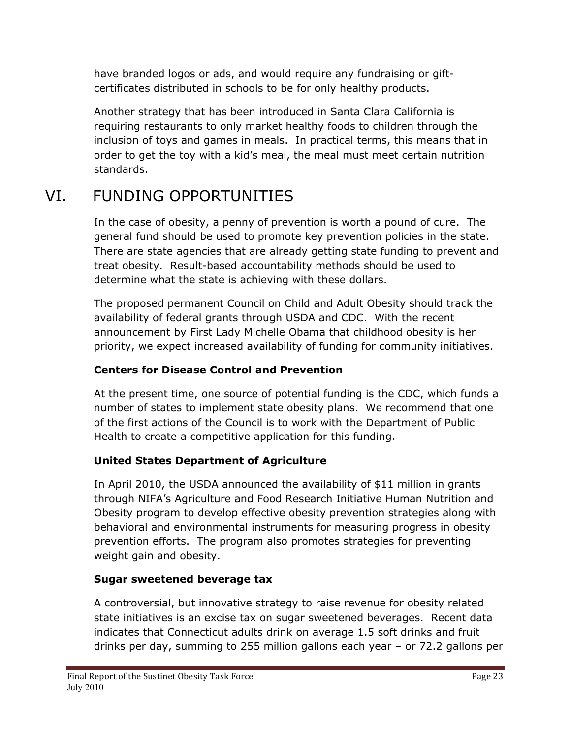have branded logos or ads, and would require any fundraising or gift-certificates distributed in schools to be for only healthy products.

Another strategy that has been introduced in Santa Clara California is requiring restaurants to only market healthy foods to children through the inclusion of toys and games in meals. In practical terms, this means that in order to get the toy with a kid's meal, the meal must meet certain nutrition standards.

# VI. FUNDING OPPORTUNITIES

In the case of obesity, a penny of prevention is worth a pound of cure. The general fund should be used to promote key prevention policies in the state. There are state agencies that are already getting state funding to prevent and treat obesity. Result-based accountability methods should be used to determine what the state is achieving with these dollars.

The proposed permanent Council on Child and Adult Obesity should track the availability of federal grants through USDA and CDC. With the recent announcement by First Lady Michelle Obama that childhood obesity is her priority, we expect increased availability of funding for community initiatives.

**Centers for Disease Control and Prevention**

At the present time, one source of potential funding is the CDC, which funds a number of states to implement state obesity plans. We recommend that one of the first actions of the Council is to work with the Department of Public Health to create a competitive application for this funding.

**United States Department of Agriculture**

In April 2010, the USDA announced the availability of $11 million in grants through NIFA's Agriculture and Food Research Initiative Human Nutrition and Obesity program to develop effective obesity prevention strategies along with behavioral and environmental instruments for measuring progress in obesity prevention efforts. The program also promotes strategies for preventing weight gain and obesity.

**Sugar sweetened beverage tax**

A controversial, but innovative strategy to raise revenue for obesity related state initiatives is an excise tax on sugar sweetened beverages. Recent data indicates that Connecticut adults drink on average 1.5 soft drinks and fruit drinks per day, summing to 255 million gallons each year – or 72.2 gallons per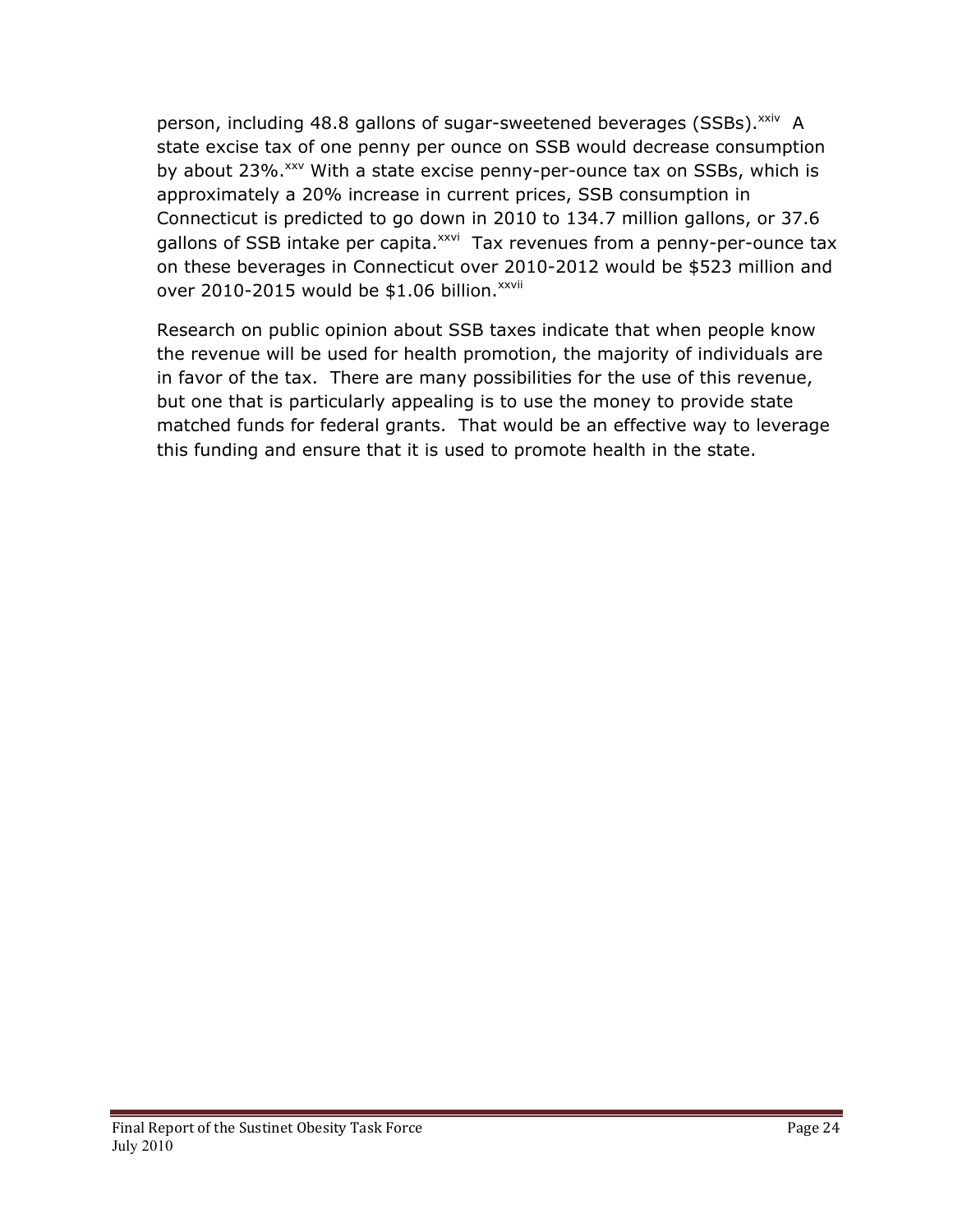person, including 48.8 gallons of sugar-sweetened beverages (SSBs).[xxiv] A state excise tax of one penny per ounce on SSB would decrease consumption by about 23%.[xxv] With a state excise penny-per-ounce tax on SSBs, which is approximately a 20% increase in current prices, SSB consumption in Connecticut is predicted to go down in 2010 to 134.7 million gallons, or 37.6 gallons of SSB intake per capita.[xxvi] Tax revenues from a penny-per-ounce tax on these beverages in Connecticut over 2010-2012 would be $523 million and over 2010-2015 would be $1.06 billion.[xxvii]

Research on public opinion about SSB taxes indicate that when people know the revenue will be used for health promotion, the majority of individuals are in favor of the tax. There are many possibilities for the use of this revenue, but one that is particularly appealing is to use the money to provide state matched funds for federal grants. That would be an effective way to leverage this funding and ensure that it is used to promote health in the state.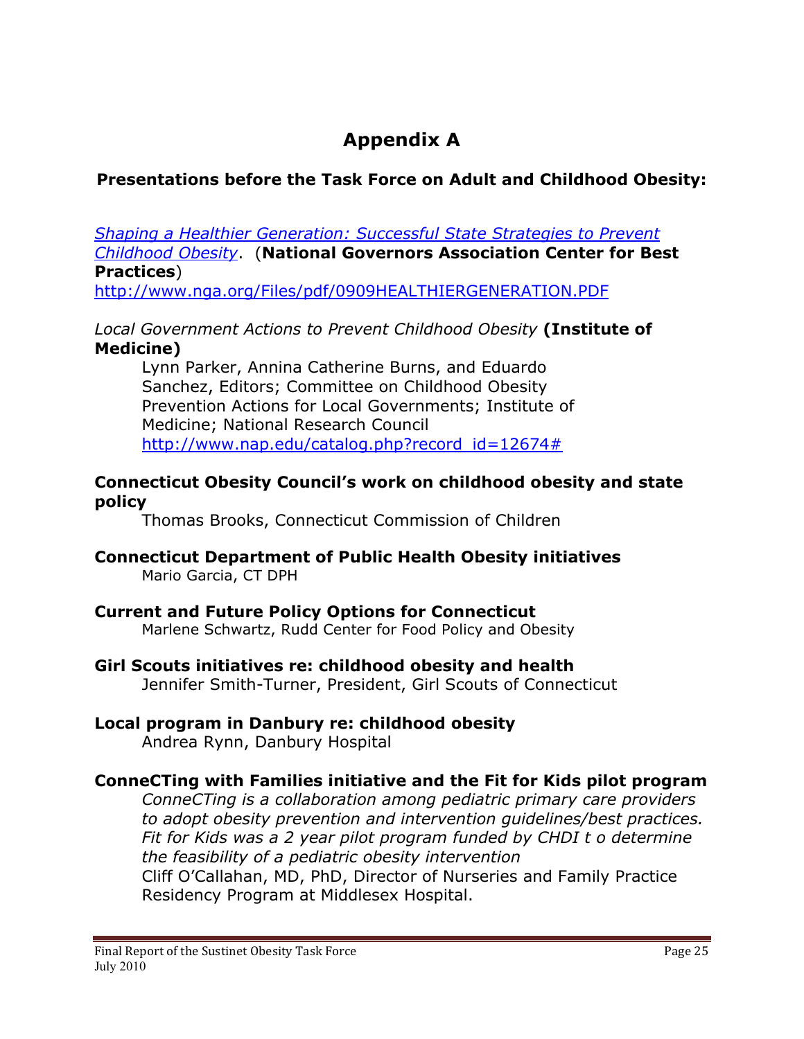# Appendix A

## Presentations before the Task Force on Adult and Childhood Obesity:

*Shaping a Healthier Generation: Successful State Strategies to Prevent Childhood Obesity*. (**National Governors Association Center for Best Practices**)
http://www.nga.org/Files/pdf/0909HEALTHIERGENERATION.PDF

*Local Government Actions to Prevent Childhood Obesity* **(Institute of Medicine)**

Lynn Parker, Annina Catherine Burns, and Eduardo Sanchez, Editors; Committee on Childhood Obesity Prevention Actions for Local Governments; Institute of Medicine; National Research Council
http://www.nap.edu/catalog.php?record_id=12674#

**Connecticut Obesity Council's work on childhood obesity and state policy**

Thomas Brooks, Connecticut Commission of Children

**Connecticut Department of Public Health Obesity initiatives**

Mario Garcia, CT DPH

**Current and Future Policy Options for Connecticut**

Marlene Schwartz, Rudd Center for Food Policy and Obesity

**Girl Scouts initiatives re: childhood obesity and health**

Jennifer Smith-Turner, President, Girl Scouts of Connecticut

**Local program in Danbury re: childhood obesity**

Andrea Rynn, Danbury Hospital

**ConneCTing with Families initiative and the Fit for Kids pilot program**

*ConneCTing is a collaboration among pediatric primary care providers to adopt obesity prevention and intervention guidelines/best practices. Fit for Kids was a 2 year pilot program funded by CHDI t o determine the feasibility of a pediatric obesity intervention*

Cliff O'Callahan, MD, PhD, Director of Nurseries and Family Practice Residency Program at Middlesex Hospital.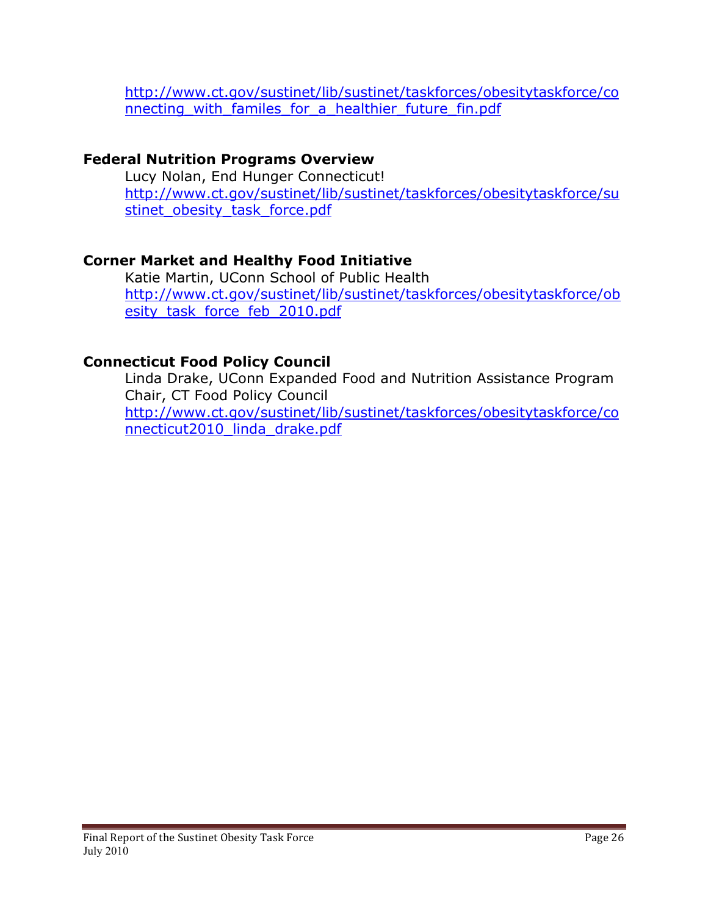http://www.ct.gov/sustinet/lib/sustinet/taskforces/obesitytaskforce/connecting_with_familes_for_a_healthier_future_fin.pdf

**Federal Nutrition Programs Overview**

Lucy Nolan, End Hunger Connecticut!
http://www.ct.gov/sustinet/lib/sustinet/taskforces/obesitytaskforce/sustinet_obesity_task_force.pdf

**Corner Market and Healthy Food Initiative**

Katie Martin, UConn School of Public Health
http://www.ct.gov/sustinet/lib/sustinet/taskforces/obesitytaskforce/obesity_task_force_feb_2010.pdf

**Connecticut Food Policy Council**

Linda Drake, UConn Expanded Food and Nutrition Assistance Program
Chair, CT Food Policy Council
http://www.ct.gov/sustinet/lib/sustinet/taskforces/obesitytaskforce/connecticut2010_linda_drake.pdf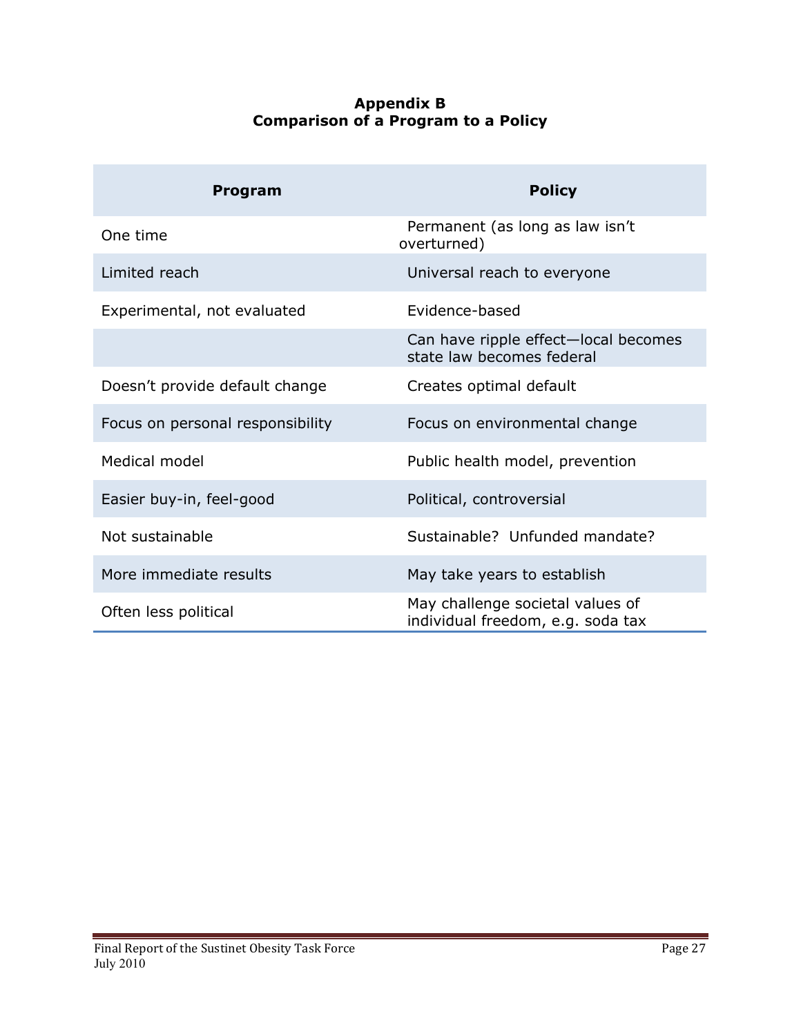## Appendix B
## Comparison of a Program to a Policy

| Program | Policy |
|---|---|
| One time | Permanent (as long as law isn't overturned) |
| Limited reach | Universal reach to everyone |
| Experimental, not evaluated | Evidence-based |
| | Can have ripple effect—local becomes state law becomes federal |
| Doesn't provide default change | Creates optimal default |
| Focus on personal responsibility | Focus on environmental change |
| Medical model | Public health model, prevention |
| Easier buy-in, feel-good | Political, controversial |
| Not sustainable | Sustainable? Unfunded mandate? |
| More immediate results | May take years to establish |
| Often less political | May challenge societal values of individual freedom, e.g. soda tax |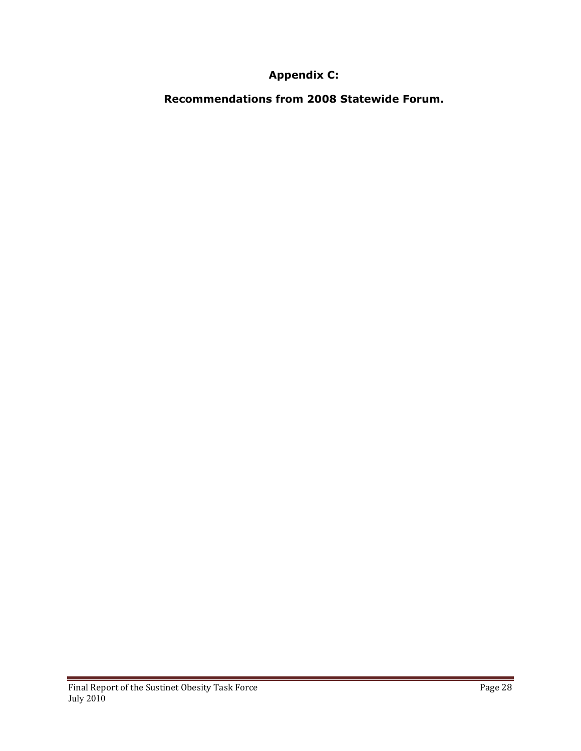# Appendix C:

## Recommendations from 2008 Statewide Forum.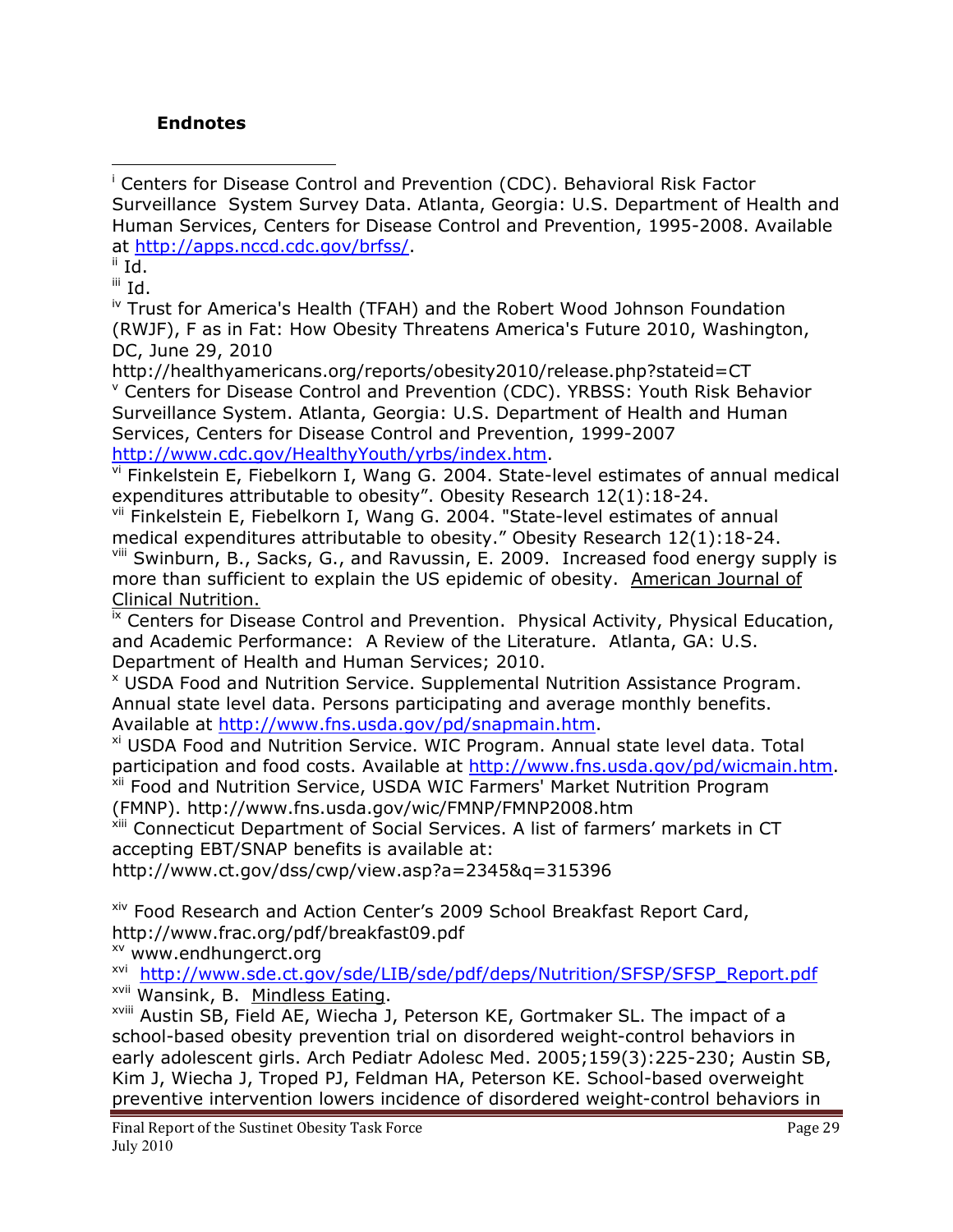**Endnotes**

---

[i] Centers for Disease Control and Prevention (CDC). Behavioral Risk Factor Surveillance System Survey Data. Atlanta, Georgia: U.S. Department of Health and Human Services, Centers for Disease Control and Prevention, 1995-2008. Available at http://apps.nccd.cdc.gov/brfss/.

[ii] Id.

[iii] Id.

[iv] Trust for America's Health (TFAH) and the Robert Wood Johnson Foundation (RWJF), F as in Fat: How Obesity Threatens America's Future 2010, Washington, DC, June 29, 2010 http://healthyamericans.org/reports/obesity2010/release.php?stateid=CT

[v] Centers for Disease Control and Prevention (CDC). YRBSS: Youth Risk Behavior Surveillance System. Atlanta, Georgia: U.S. Department of Health and Human Services, Centers for Disease Control and Prevention, 1999-2007 http://www.cdc.gov/HealthyYouth/yrbs/index.htm.

[vi] Finkelstein E, Fiebelkorn I, Wang G. 2004. State-level estimates of annual medical expenditures attributable to obesity". Obesity Research 12(1):18-24.

[vii] Finkelstein E, Fiebelkorn I, Wang G. 2004. "State-level estimates of annual medical expenditures attributable to obesity." Obesity Research 12(1):18-24.

[viii] Swinburn, B., Sacks, G., and Ravussin, E. 2009. Increased food energy supply is more than sufficient to explain the US epidemic of obesity. American Journal of Clinical Nutrition.

[ix] Centers for Disease Control and Prevention. Physical Activity, Physical Education, and Academic Performance: A Review of the Literature. Atlanta, GA: U.S. Department of Health and Human Services; 2010.

[x] USDA Food and Nutrition Service. Supplemental Nutrition Assistance Program. Annual state level data. Persons participating and average monthly benefits. Available at http://www.fns.usda.gov/pd/snapmain.htm.

[xi] USDA Food and Nutrition Service. WIC Program. Annual state level data. Total participation and food costs. Available at http://www.fns.usda.gov/pd/wicmain.htm.

[xii] Food and Nutrition Service, USDA WIC Farmers' Market Nutrition Program (FMNP). http://www.fns.usda.gov/wic/FMNP/FMNP2008.htm

[xiii] Connecticut Department of Social Services. A list of farmers' markets in CT accepting EBT/SNAP benefits is available at: http://www.ct.gov/dss/cwp/view.asp?a=2345&q=315396

[xiv] Food Research and Action Center's 2009 School Breakfast Report Card, http://www.frac.org/pdf/breakfast09.pdf

[xv] www.endhungerct.org

[xvi] http://www.sde.ct.gov/sde/LIB/sde/pdf/deps/Nutrition/SFSP/SFSP_Report.pdf

[xvii] Wansink, B. Mindless Eating.

[xviii] Austin SB, Field AE, Wiecha J, Peterson KE, Gortmaker SL. The impact of a school-based obesity prevention trial on disordered weight-control behaviors in early adolescent girls. Arch Pediatr Adolesc Med. 2005;159(3):225-230; Austin SB, Kim J, Wiecha J, Troped PJ, Feldman HA, Peterson KE. School-based overweight preventive intervention lowers incidence of disordered weight-control behaviors in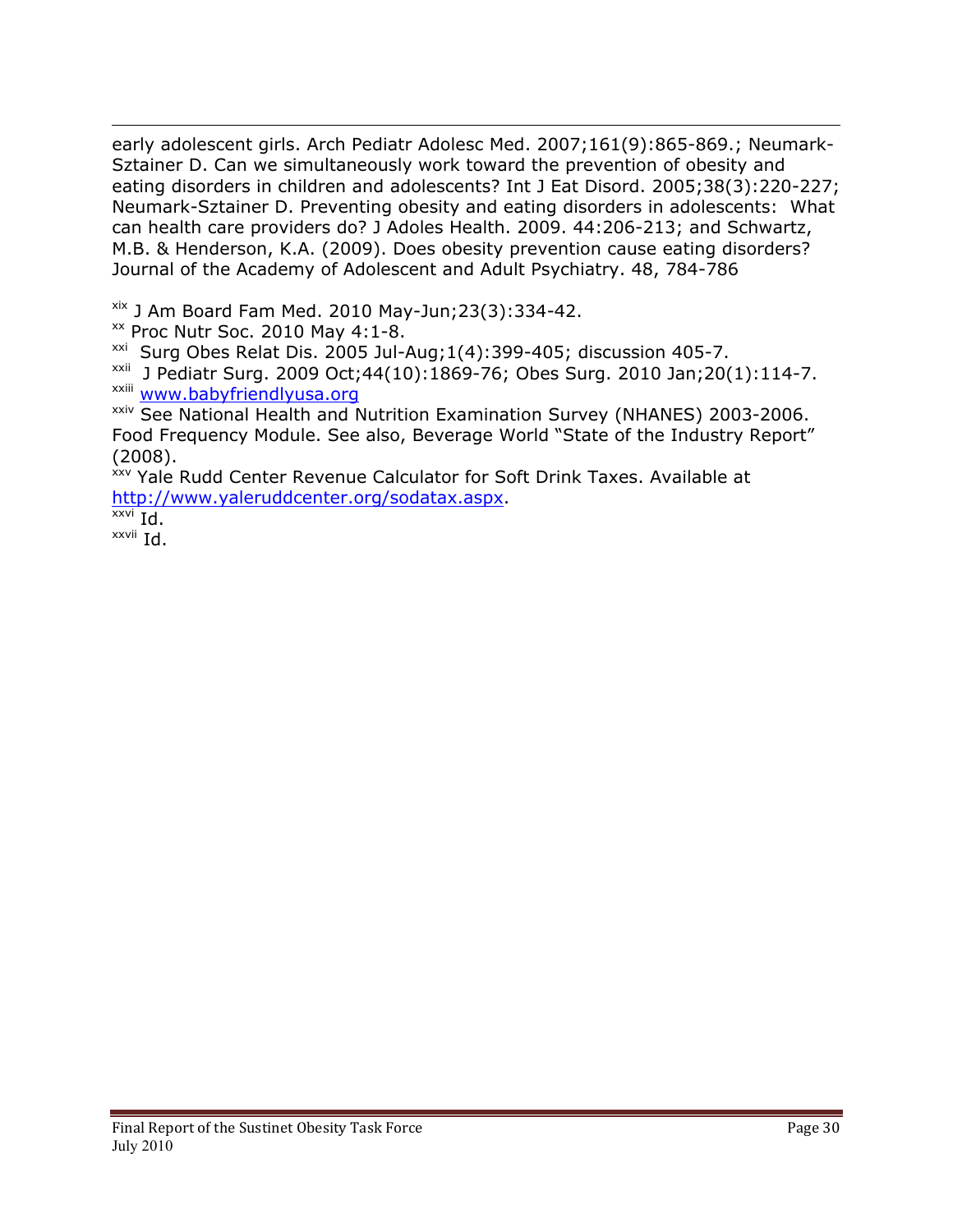early adolescent girls. Arch Pediatr Adolesc Med. 2007;161(9):865-869.; Neumark-Sztainer D. Can we simultaneously work toward the prevention of obesity and eating disorders in children and adolescents? Int J Eat Disord. 2005;38(3):220-227; Neumark-Sztainer D. Preventing obesity and eating disorders in adolescents: What can health care providers do? J Adoles Health. 2009. 44:206-213; and Schwartz, M.B. & Henderson, K.A. (2009). Does obesity prevention cause eating disorders? Journal of the Academy of Adolescent and Adult Psychiatry. 48, 784-786

[xix] J Am Board Fam Med. 2010 May-Jun;23(3):334-42.

[xx] Proc Nutr Soc. 2010 May 4:1-8.

[xxi] Surg Obes Relat Dis. 2005 Jul-Aug;1(4):399-405; discussion 405-7.

[xxii] J Pediatr Surg. 2009 Oct;44(10):1869-76; Obes Surg. 2010 Jan;20(1):114-7.

[xxiii] www.babyfriendlyusa.org

[xxiv] See National Health and Nutrition Examination Survey (NHANES) 2003-2006. Food Frequency Module. See also, Beverage World "State of the Industry Report" (2008).

[xxv] Yale Rudd Center Revenue Calculator for Soft Drink Taxes. Available at http://www.yaleruddcenter.org/sodatax.aspx.

[xxvi] Id.

[xxvii] Id.